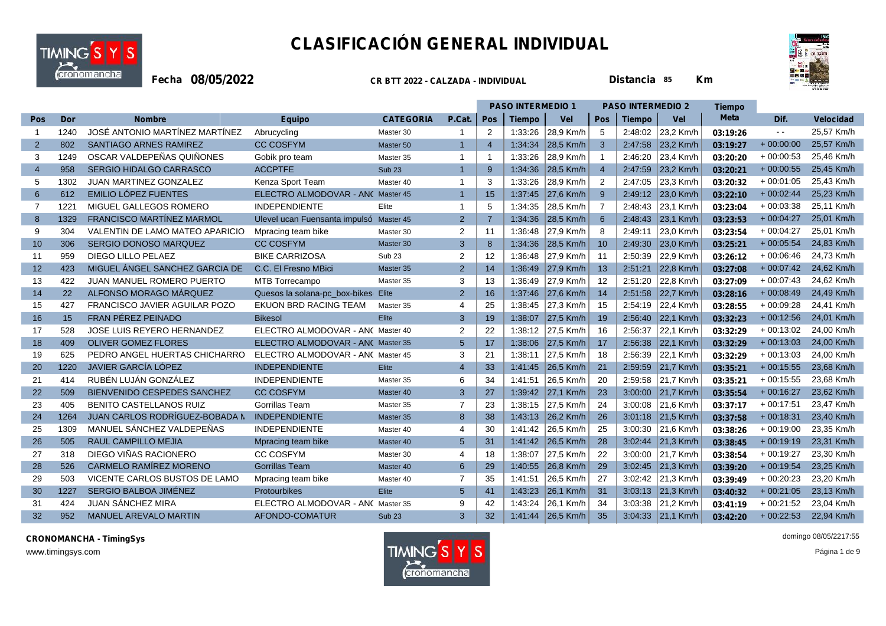# CLASIFICACIÓN GENERAL INDIVIDUAL

**Fecha 08/05/2022** **CR BTT 2022 - CALZADA - INDIVIDUAL** **Distancia 85 Km**

| | | | | | | PASO INTERMEDIO 1 | | | PASO INTERMEDIO 2 | | | Tiempo | | |
|---|---|---|---|---|---|---|---|---|---|---|---|---|---|---|
| Pos | Dor | Nombre | Equipo | CATEGORIA | P.Cat. | Pos | Tiempo | Vel | Pos | Tiempo | Vel | Meta | Dif. | Velocidad |
| 1 | 1240 | JOSÉ ANTONIO MARTÍNEZ MARTÍNEZ | Abrucycling | Master 30 | 1 | 2 | 1:33:26 | 28,9 Km/h | 5 | 2:48:02 | 23,2 Km/h | 03:19:26 | - - | 25,57 Km/h |
| 2 | 802 | SANTIAGO ARNES RAMIREZ | CC COSFYM | Master 50 | 1 | 4 | 1:34:34 | 28,5 Km/h | 3 | 2:47:58 | 23,2 Km/h | 03:19:27 | + 00:00:00 | 25,57 Km/h |
| 3 | 1249 | OSCAR VALDEPEÑAS QUIÑONES | Gobik pro team | Master 35 | 1 | 1 | 1:33:26 | 28,9 Km/h | 1 | 2:46:20 | 23,4 Km/h | 03:20:20 | + 00:00:53 | 25,46 Km/h |
| 4 | 958 | SERGIO HIDALGO CARRASCO | ACCPTFE | Sub 23 | 1 | 9 | 1:34:36 | 28,5 Km/h | 4 | 2:47:59 | 23,2 Km/h | 03:20:21 | + 00:00:55 | 25,45 Km/h |
| 5 | 1302 | JUAN MARTINEZ GONZALEZ | Kenza Sport Team | Master 40 | 1 | 3 | 1:33:26 | 28,9 Km/h | 2 | 2:47:05 | 23,3 Km/h | 03:20:32 | + 00:01:05 | 25,43 Km/h |
| 6 | 612 | EMILIO LÓPEZ FUENTES | ELECTRO ALMODOVAR - ANC | Master 45 | 1 | 15 | 1:37:45 | 27,6 Km/h | 9 | 2:49:12 | 23,0 Km/h | 03:22:10 | + 00:02:44 | 25,23 Km/h |
| 7 | 1221 | MIGUEL GALLEGOS ROMERO | INDEPENDIENTE | Elite | 1 | 5 | 1:34:35 | 28,5 Km/h | 7 | 2:48:43 | 23,1 Km/h | 03:23:04 | + 00:03:38 | 25,11 Km/h |
| 8 | 1329 | FRANCISCO MARTÍNEZ MARMOL | Ulevel ucan Fuensanta impulsó | Master 45 | 2 | 7 | 1:34:36 | 28,5 Km/h | 6 | 2:48:43 | 23,1 Km/h | 03:23:53 | + 00:04:27 | 25,01 Km/h |
| 9 | 304 | VALENTIN DE LAMO MATEO APARICIO | Mpracing team bike | Master 30 | 2 | 11 | 1:36:48 | 27,9 Km/h | 8 | 2:49:11 | 23,0 Km/h | 03:23:54 | + 00:04:27 | 25,01 Km/h |
| 10 | 306 | SERGIO DONOSO MARQUEZ | CC COSFYM | Master 30 | 3 | 8 | 1:34:36 | 28,5 Km/h | 10 | 2:49:30 | 23,0 Km/h | 03:25:21 | + 00:05:54 | 24,83 Km/h |
| 11 | 959 | DIEGO LILLO PELAEZ | BIKE CARRIZOSA | Sub 23 | 2 | 12 | 1:36:48 | 27,9 Km/h | 11 | 2:50:39 | 22,9 Km/h | 03:26:12 | + 00:06:46 | 24,73 Km/h |
| 12 | 423 | MIGUEL ÁNGEL SANCHEZ GARCIA DE | C.C. El Fresno MBici | Master 35 | 2 | 14 | 1:36:49 | 27,9 Km/h | 13 | 2:51:21 | 22,8 Km/h | 03:27:08 | + 00:07:42 | 24,62 Km/h |
| 13 | 422 | JUAN MANUEL ROMERO PUERTO | MTB Torrecampo | Master 35 | 3 | 13 | 1:36:49 | 27,9 Km/h | 12 | 2:51:20 | 22,8 Km/h | 03:27:09 | + 00:07:43 | 24,62 Km/h |
| 14 | 22 | ALFONSO MORAGO MÁRQUEZ | Quesos la solana-pc_box-bikes | Elite | 2 | 16 | 1:37:46 | 27,6 Km/h | 14 | 2:51:58 | 22,7 Km/h | 03:28:16 | + 00:08:49 | 24,49 Km/h |
| 15 | 427 | FRANCISCO JAVIER AGUILAR POZO | EKUON BRD RACING TEAM | Master 35 | 4 | 25 | 1:38:45 | 27,3 Km/h | 15 | 2:54:19 | 22,4 Km/h | 03:28:55 | + 00:09:28 | 24,41 Km/h |
| 16 | 15 | FRAN PÉREZ PEINADO | Bikesol | Elite | 3 | 19 | 1:38:07 | 27,5 Km/h | 19 | 2:56:40 | 22,1 Km/h | 03:32:23 | + 00:12:56 | 24,01 Km/h |
| 17 | 528 | JOSE LUIS REYERO HERNANDEZ | ELECTRO ALMODOVAR - ANC | Master 40 | 2 | 22 | 1:38:12 | 27,5 Km/h | 16 | 2:56:37 | 22,1 Km/h | 03:32:29 | + 00:13:02 | 24,00 Km/h |
| 18 | 409 | OLIVER GOMEZ FLORES | ELECTRO ALMODOVAR - ANC | Master 35 | 5 | 17 | 1:38:06 | 27,5 Km/h | 17 | 2:56:38 | 22,1 Km/h | 03:32:29 | + 00:13:03 | 24,00 Km/h |
| 19 | 625 | PEDRO ANGEL HUERTAS CHICHARRO | ELECTRO ALMODOVAR - ANC | Master 45 | 3 | 21 | 1:38:11 | 27,5 Km/h | 18 | 2:56:39 | 22,1 Km/h | 03:32:29 | + 00:13:03 | 24,00 Km/h |
| 20 | 1220 | JAVIER GARCÍA LÓPEZ | INDEPENDIENTE | Elite | 4 | 33 | 1:41:45 | 26,5 Km/h | 21 | 2:59:59 | 21,7 Km/h | 03:35:21 | + 00:15:55 | 23,68 Km/h |
| 21 | 414 | RUBÉN LUJÁN GONZÁLEZ | INDEPENDIENTE | Master 35 | 6 | 34 | 1:41:51 | 26,5 Km/h | 20 | 2:59:58 | 21,7 Km/h | 03:35:21 | + 00:15:55 | 23,68 Km/h |
| 22 | 509 | BIENVENIDO CESPEDES SANCHEZ | CC COSFYM | Master 40 | 3 | 27 | 1:39:42 | 27,1 Km/h | 23 | 3:00:00 | 21,7 Km/h | 03:35:54 | + 00:16:27 | 23,62 Km/h |
| 23 | 405 | BENITO CASTELLANOS RUIZ | Gorrillas Team | Master 35 | 7 | 23 | 1:38:15 | 27,5 Km/h | 24 | 3:00:08 | 21,6 Km/h | 03:37:17 | + 00:17:51 | 23,47 Km/h |
| 24 | 1264 | JUAN CARLOS RODRÍGUEZ-BOBADA N | INDEPENDIENTE | Master 35 | 8 | 38 | 1:43:13 | 26,2 Km/h | 26 | 3:01:18 | 21,5 Km/h | 03:37:58 | + 00:18:31 | 23,40 Km/h |
| 25 | 1309 | MANUEL SÁNCHEZ VALDEPEÑAS | INDEPENDIENTE | Master 40 | 4 | 30 | 1:41:42 | 26,5 Km/h | 25 | 3:00:30 | 21,6 Km/h | 03:38:26 | + 00:19:00 | 23,35 Km/h |
| 26 | 505 | RAUL CAMPILLO MEJIA | Mpracing team bike | Master 40 | 5 | 31 | 1:41:42 | 26,5 Km/h | 28 | 3:02:44 | 21,3 Km/h | 03:38:45 | + 00:19:19 | 23,31 Km/h |
| 27 | 318 | DIEGO VIÑAS RACIONERO | CC COSFYM | Master 30 | 4 | 18 | 1:38:07 | 27,5 Km/h | 22 | 3:00:00 | 21,7 Km/h | 03:38:54 | + 00:19:27 | 23,30 Km/h |
| 28 | 526 | CARMELO RAMÍREZ MORENO | Gorrillas Team | Master 40 | 6 | 29 | 1:40:55 | 26,8 Km/h | 29 | 3:02:45 | 21,3 Km/h | 03:39:20 | + 00:19:54 | 23,25 Km/h |
| 29 | 503 | VICENTE CARLOS BUSTOS DE LAMO | Mpracing team bike | Master 40 | 7 | 35 | 1:41:51 | 26,5 Km/h | 27 | 3:02:42 | 21,3 Km/h | 03:39:49 | + 00:20:23 | 23,20 Km/h |
| 30 | 1227 | SERGIO BALBOA JIMÉNEZ | Protourbikes | Elite | 5 | 41 | 1:43:23 | 26,1 Km/h | 31 | 3:03:13 | 21,3 Km/h | 03:40:32 | + 00:21:05 | 23,13 Km/h |
| 31 | 424 | JUAN SÁNCHEZ MIRA | ELECTRO ALMODOVAR - ANC | Master 35 | 9 | 42 | 1:43:24 | 26,1 Km/h | 34 | 3:03:38 | 21,2 Km/h | 03:41:19 | + 00:21:52 | 23,04 Km/h |
| 32 | 952 | MANUEL AREVALO MARTIN | AFONDO-COMATUR | Sub 23 | 3 | 32 | 1:41:44 | 26,5 Km/h | 35 | 3:04:33 | 21,1 Km/h | 03:42:20 | + 00:22:53 | 22,94 Km/h |

**CRONOMANCHA - TimingSys**
www.timingsys.com

domingo 08/05/2217:55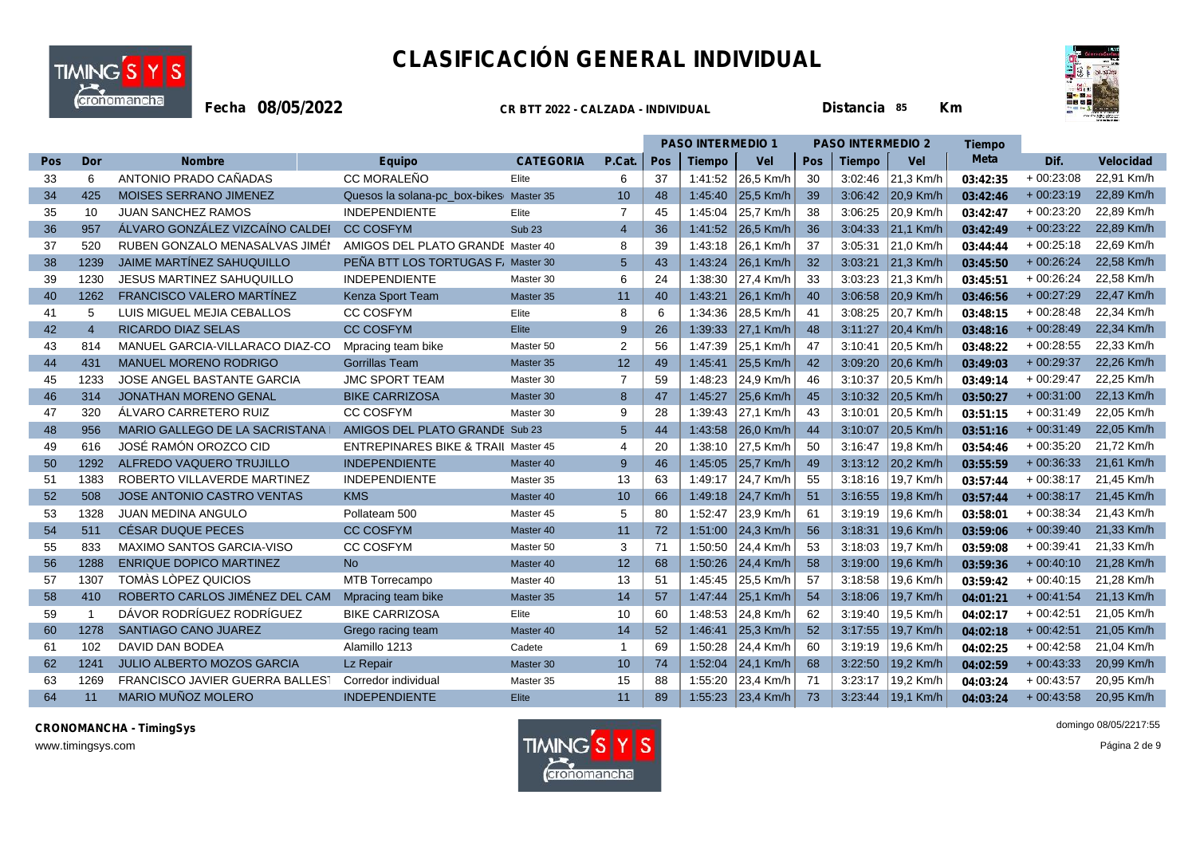# CLASIFICACIÓN GENERAL INDIVIDUAL

**Fecha 08/05/2022** **CR BTT 2022 - CALZADA - INDIVIDUAL** **Distancia 85 Km**

| | | | | | | PASO INTERMEDIO 1 | | | PASO INTERMEDIO 2 | | | Tiempo | | |
|---|---|---|---|---|---|---|---|---|---|---|---|---|---|---|
| Pos | Dor | Nombre | Equipo | CATEGORIA | P.Cat. | Pos | Tiempo | Vel | Pos | Tiempo | Vel | Meta | Dif. | Velocidad |
| 33 | 6 | ANTONIO PRADO CAÑADAS | CC MORALEÑO | Elite | 6 | 37 | 1:41:52 | 26,5 Km/h | 30 | 3:02:46 | 21,3 Km/h | 03:42:35 | + 00:23:08 | 22,91 Km/h |
| 34 | 425 | MOISES SERRANO JIMENEZ | Quesos la solana-pc_box-bikes | Master 35 | 10 | 48 | 1:45:40 | 25,5 Km/h | 39 | 3:06:42 | 20,9 Km/h | 03:42:46 | + 00:23:19 | 22,89 Km/h |
| 35 | 10 | JUAN SANCHEZ RAMOS | INDEPENDIENTE | Elite | 7 | 45 | 1:45:04 | 25,7 Km/h | 38 | 3:06:25 | 20,9 Km/h | 03:42:47 | + 00:23:20 | 22,89 Km/h |
| 36 | 957 | ÁLVARO GONZÁLEZ VIZCAÍNO CALDEI | CC COSFYM | Sub 23 | 4 | 36 | 1:41:52 | 26,5 Km/h | 36 | 3:04:33 | 21,1 Km/h | 03:42:49 | + 00:23:22 | 22,89 Km/h |
| 37 | 520 | RUBEN GONZALO MENASALVAS JIMÉI | AMIGOS DEL PLATO GRANDE | Master 40 | 8 | 39 | 1:43:18 | 26,1 Km/h | 37 | 3:05:31 | 21,0 Km/h | 03:44:44 | + 00:25:18 | 22,69 Km/h |
| 38 | 1239 | JAIME MARTÍNEZ SAHUQUILLO | PEÑA BTT LOS TORTUGAS F. | Master 30 | 5 | 43 | 1:43:24 | 26,1 Km/h | 32 | 3:03:21 | 21,3 Km/h | 03:45:50 | + 00:26:24 | 22,58 Km/h |
| 39 | 1230 | JESUS MARTINEZ SAHUQUILLO | INDEPENDIENTE | Master 30 | 6 | 24 | 1:38:30 | 27,4 Km/h | 33 | 3:03:23 | 21,3 Km/h | 03:45:51 | + 00:26:24 | 22,58 Km/h |
| 40 | 1262 | FRANCISCO VALERO MARTÍNEZ | Kenza Sport Team | Master 35 | 11 | 40 | 1:43:21 | 26,1 Km/h | 40 | 3:06:58 | 20,9 Km/h | 03:46:56 | + 00:27:29 | 22,47 Km/h |
| 41 | 5 | LUIS MIGUEL MEJIA CEBALLOS | CC COSFYM | Elite | 8 | 6 | 1:34:36 | 28,5 Km/h | 41 | 3:08:25 | 20,7 Km/h | 03:48:15 | + 00:28:48 | 22,34 Km/h |
| 42 | 4 | RICARDO DIAZ SELAS | CC COSFYM | Elite | 9 | 26 | 1:39:33 | 27,1 Km/h | 48 | 3:11:27 | 20,4 Km/h | 03:48:16 | + 00:28:49 | 22,34 Km/h |
| 43 | 814 | MANUEL GARCIA-VILLARACO DIAZ-CO | Mpracing team bike | Master 50 | 2 | 56 | 1:47:39 | 25,1 Km/h | 47 | 3:10:41 | 20,5 Km/h | 03:48:22 | + 00:28:55 | 22,33 Km/h |
| 44 | 431 | MANUEL MORENO RODRIGO | Gorrillas Team | Master 35 | 12 | 49 | 1:45:41 | 25,5 Km/h | 42 | 3:09:20 | 20,6 Km/h | 03:49:03 | + 00:29:37 | 22,26 Km/h |
| 45 | 1233 | JOSE ANGEL BASTANTE GARCIA | JMC SPORT TEAM | Master 30 | 7 | 59 | 1:48:23 | 24,9 Km/h | 46 | 3:10:37 | 20,5 Km/h | 03:49:14 | + 00:29:47 | 22,25 Km/h |
| 46 | 314 | JONATHAN MORENO GENAL | BIKE CARRIZOSA | Master 30 | 8 | 47 | 1:45:27 | 25,6 Km/h | 45 | 3:10:32 | 20,5 Km/h | 03:50:27 | + 00:31:00 | 22,13 Km/h |
| 47 | 320 | ÁLVARO CARRETERO RUIZ | CC COSFYM | Master 30 | 9 | 28 | 1:39:43 | 27,1 Km/h | 43 | 3:10:01 | 20,5 Km/h | 03:51:15 | + 00:31:49 | 22,05 Km/h |
| 48 | 956 | MARIO GALLEGO DE LA SACRISTANA | AMIGOS DEL PLATO GRANDE | Sub 23 | 5 | 44 | 1:43:58 | 26,0 Km/h | 44 | 3:10:07 | 20,5 Km/h | 03:51:16 | + 00:31:49 | 22,05 Km/h |
| 49 | 616 | JOSÉ RAMÓN OROZCO CID | ENTREPINARES BIKE & TRAIL | Master 45 | 4 | 20 | 1:38:10 | 27,5 Km/h | 50 | 3:16:47 | 19,8 Km/h | 03:54:46 | + 00:35:20 | 21,72 Km/h |
| 50 | 1292 | ALFREDO VAQUERO TRUJILLO | INDEPENDIENTE | Master 40 | 9 | 46 | 1:45:05 | 25,7 Km/h | 49 | 3:13:12 | 20,2 Km/h | 03:55:59 | + 00:36:33 | 21,61 Km/h |
| 51 | 1383 | ROBERTO VILLAVERDE MARTINEZ | INDEPENDIENTE | Master 35 | 13 | 63 | 1:49:17 | 24,7 Km/h | 55 | 3:18:16 | 19,7 Km/h | 03:57:44 | + 00:38:17 | 21,45 Km/h |
| 52 | 508 | JOSE ANTONIO CASTRO VENTAS | KMS | Master 40 | 10 | 66 | 1:49:18 | 24,7 Km/h | 51 | 3:16:55 | 19,8 Km/h | 03:57:44 | + 00:38:17 | 21,45 Km/h |
| 53 | 1328 | JUAN MEDINA ANGULO | Pollateam 500 | Master 45 | 5 | 80 | 1:52:47 | 23,9 Km/h | 61 | 3:19:19 | 19,6 Km/h | 03:58:01 | + 00:38:34 | 21,43 Km/h |
| 54 | 511 | CÉSAR DUQUE PECES | CC COSFYM | Master 40 | 11 | 72 | 1:51:00 | 24,3 Km/h | 56 | 3:18:31 | 19,6 Km/h | 03:59:06 | + 00:39:40 | 21,33 Km/h |
| 55 | 833 | MAXIMO SANTOS GARCIA-VISO | CC COSFYM | Master 50 | 3 | 71 | 1:50:50 | 24,4 Km/h | 53 | 3:18:03 | 19,7 Km/h | 03:59:08 | + 00:39:41 | 21,33 Km/h |
| 56 | 1288 | ENRIQUE DOPICO MARTINEZ | No | Master 40 | 12 | 68 | 1:50:26 | 24,4 Km/h | 58 | 3:19:00 | 19,6 Km/h | 03:59:36 | + 00:40:10 | 21,28 Km/h |
| 57 | 1307 | TOMÀS LÒPEZ QUICIOS | MTB Torrecampo | Master 40 | 13 | 51 | 1:45:45 | 25,5 Km/h | 57 | 3:18:58 | 19,6 Km/h | 03:59:42 | + 00:40:15 | 21,28 Km/h |
| 58 | 410 | ROBERTO CARLOS JIMÉNEZ DEL CAM | Mpracing team bike | Master 35 | 14 | 57 | 1:47:44 | 25,1 Km/h | 54 | 3:18:06 | 19,7 Km/h | 04:01:21 | + 00:41:54 | 21,13 Km/h |
| 59 | 1 | DÁVOR RODRÍGUEZ RODRÍGUEZ | BIKE CARRIZOSA | Elite | 10 | 60 | 1:48:53 | 24,8 Km/h | 62 | 3:19:40 | 19,5 Km/h | 04:02:17 | + 00:42:51 | 21,05 Km/h |
| 60 | 1278 | SANTIAGO CANO JUAREZ | Grego racing team | Master 40 | 14 | 52 | 1:46:41 | 25,3 Km/h | 52 | 3:17:55 | 19,7 Km/h | 04:02:18 | + 00:42:51 | 21,05 Km/h |
| 61 | 102 | DAVID DAN BODEA | Alamillo 1213 | Cadete | 1 | 69 | 1:50:28 | 24,4 Km/h | 60 | 3:19:19 | 19,6 Km/h | 04:02:25 | + 00:42:58 | 21,04 Km/h |
| 62 | 1241 | JULIO ALBERTO MOZOS GARCIA | Lz Repair | Master 30 | 10 | 74 | 1:52:04 | 24,1 Km/h | 68 | 3:22:50 | 19,2 Km/h | 04:02:59 | + 00:43:33 | 20,99 Km/h |
| 63 | 1269 | FRANCISCO JAVIER GUERRA BALLES | Corredor individual | Master 35 | 15 | 88 | 1:55:20 | 23,4 Km/h | 71 | 3:23:17 | 19,2 Km/h | 04:03:24 | + 00:43:57 | 20,95 Km/h |
| 64 | 11 | MARIO MUÑOZ MOLERO | INDEPENDIENTE | Elite | 11 | 89 | 1:55:23 | 23,4 Km/h | 73 | 3:23:44 | 19,1 Km/h | 04:03:24 | + 00:43:58 | 20,95 Km/h |

**CRONOMANCHA - TimingSys**
www.timingsys.com

domingo 08/05/2217:55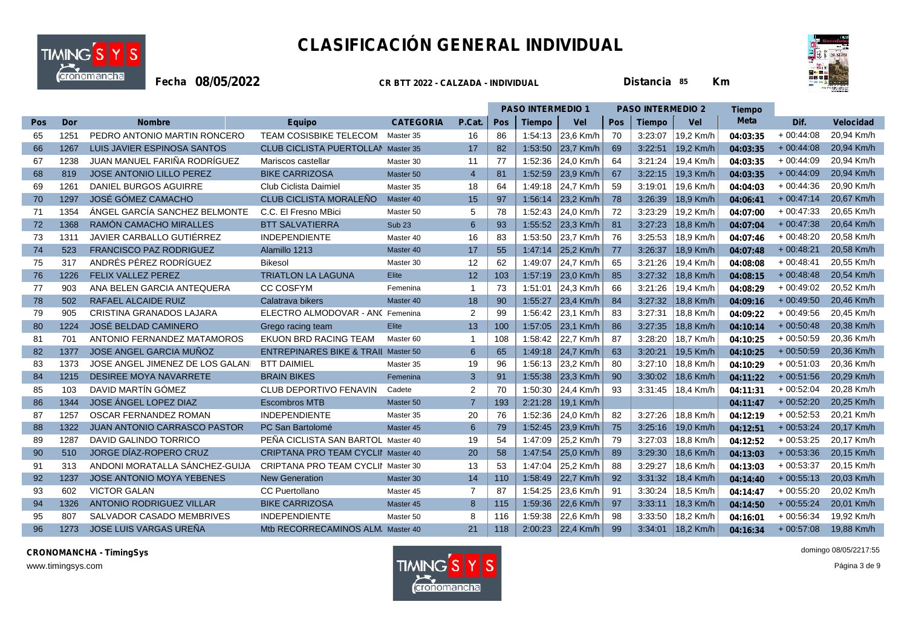# CLASIFICACIÓN GENERAL INDIVIDUAL

**Fecha 08/05/2022** **CR BTT 2022 - CALZADA - INDIVIDUAL** **Distancia 85 Km**

| Pos | Dor | Nombre | Equipo | CATEGORIA | P.Cat. | PASO INTERMEDIO 1 | | | PASO INTERMEDIO 2 | | | Tiempo | Dif. | Velocidad |
|---|---|---|---|---|---|---|---|---|---|---|---|---|---|---|
| | | | | | | Pos | Tiempo | Vel | Pos | Tiempo | Vel | Meta | | |
| 65 | 1251 | PEDRO ANTONIO MARTIN RONCERO | TEAM COSISBIKE TELECOM | Master 35 | 16 | 86 | 1:54:13 | 23,6 Km/h | 70 | 3:23:07 | 19,2 Km/h | 04:03:35 | + 00:44:08 | 20,94 Km/h |
| 66 | 1267 | LUIS JAVIER ESPINOSA SANTOS | CLUB CICLISTA PUERTOLLAN | Master 35 | 17 | 82 | 1:53:50 | 23,7 Km/h | 69 | 3:22:51 | 19,2 Km/h | 04:03:35 | + 00:44:08 | 20,94 Km/h |
| 67 | 1238 | JUAN MANUEL FARIÑA RODRÍGUEZ | Mariscos castellar | Master 30 | 11 | 77 | 1:52:36 | 24,0 Km/h | 64 | 3:21:24 | 19,4 Km/h | 04:03:35 | + 00:44:09 | 20,94 Km/h |
| 68 | 819 | JOSE ANTONIO LILLO PEREZ | BIKE CARRIZOSA | Master 50 | 4 | 81 | 1:52:59 | 23,9 Km/h | 67 | 3:22:15 | 19,3 Km/h | 04:03:35 | + 00:44:09 | 20,94 Km/h |
| 69 | 1261 | DANIEL BURGOS AGUIRRE | Club Ciclista Daimiel | Master 35 | 18 | 64 | 1:49:18 | 24,7 Km/h | 59 | 3:19:01 | 19,6 Km/h | 04:04:03 | + 00:44:36 | 20,90 Km/h |
| 70 | 1297 | JOSÉ GÓMEZ CAMACHO | CLUB CICLISTA MORALEÑO | Master 40 | 15 | 97 | 1:56:14 | 23,2 Km/h | 78 | 3:26:39 | 18,9 Km/h | 04:06:41 | + 00:47:14 | 20,67 Km/h |
| 71 | 1354 | ÁNGEL GARCÍA SANCHEZ BELMONTE | C.C. El Fresno MBici | Master 50 | 5 | 78 | 1:52:43 | 24,0 Km/h | 72 | 3:23:29 | 19,2 Km/h | 04:07:00 | + 00:47:33 | 20,65 Km/h |
| 72 | 1368 | RAMÓN CAMACHO MIRALLES | BTT SALVATIERRA | Sub 23 | 6 | 93 | 1:55:52 | 23,3 Km/h | 81 | 3:27:23 | 18,8 Km/h | 04:07:04 | + 00:47:38 | 20,64 Km/h |
| 73 | 1311 | JAVIER CARBALLO GUTIÉRREZ | INDEPENDIENTE | Master 40 | 16 | 83 | 1:53:50 | 23,7 Km/h | 76 | 3:25:53 | 18,9 Km/h | 04:07:46 | + 00:48:20 | 20,58 Km/h |
| 74 | 523 | FRANCISCO PAZ RODRIGUEZ | Alamillo 1213 | Master 40 | 17 | 55 | 1:47:14 | 25,2 Km/h | 77 | 3:26:37 | 18,9 Km/h | 04:07:48 | + 00:48:21 | 20,58 Km/h |
| 75 | 317 | ANDRÉS PÉREZ RODRÍGUEZ | Bikesol | Master 30 | 12 | 62 | 1:49:07 | 24,7 Km/h | 65 | 3:21:26 | 19,4 Km/h | 04:08:08 | + 00:48:41 | 20,55 Km/h |
| 76 | 1226 | FELIX VALLEZ PEREZ | TRIATLON LA LAGUNA | Elite | 12 | 103 | 1:57:19 | 23,0 Km/h | 85 | 3:27:32 | 18,8 Km/h | 04:08:15 | + 00:48:48 | 20,54 Km/h |
| 77 | 903 | ANA BELEN GARCIA ANTEQUERA | CC COSFYM | Femenina | 1 | 73 | 1:51:01 | 24,3 Km/h | 66 | 3:21:26 | 19,4 Km/h | 04:08:29 | + 00:49:02 | 20,52 Km/h |
| 78 | 502 | RAFAEL ALCAIDE RUIZ | Calatrava bikers | Master 40 | 18 | 90 | 1:55:27 | 23,4 Km/h | 84 | 3:27:32 | 18,8 Km/h | 04:09:16 | + 00:49:50 | 20,46 Km/h |
| 79 | 905 | CRISTINA GRANADOS LAJARA | ELECTRO ALMODOVAR - ANC | Femenina | 2 | 99 | 1:56:42 | 23,1 Km/h | 83 | 3:27:31 | 18,8 Km/h | 04:09:22 | + 00:49:56 | 20,45 Km/h |
| 80 | 1224 | JOSÉ BELDAD CAMINERO | Grego racing team | Elite | 13 | 100 | 1:57:05 | 23,1 Km/h | 86 | 3:27:35 | 18,8 Km/h | 04:10:14 | + 00:50:48 | 20,38 Km/h |
| 81 | 701 | ANTONIO FERNANDEZ MATAMOROS | EKUON BRD RACING TEAM | Master 60 | 1 | 108 | 1:58:42 | 22,7 Km/h | 87 | 3:28:20 | 18,7 Km/h | 04:10:25 | + 00:50:59 | 20,36 Km/h |
| 82 | 1377 | JOSE ANGEL GARCIA MUÑOZ | ENTREPINARES BIKE & TRAIL | Master 50 | 6 | 65 | 1:49:18 | 24,7 Km/h | 63 | 3:20:21 | 19,5 Km/h | 04:10:25 | + 00:50:59 | 20,36 Km/h |
| 83 | 1373 | JOSE ANGEL JIMENEZ DE LOS GALAN | BTT DAIMIEL | Master 35 | 19 | 96 | 1:56:13 | 23,2 Km/h | 80 | 3:27:10 | 18,8 Km/h | 04:10:29 | + 00:51:03 | 20,36 Km/h |
| 84 | 1215 | DESIREE MOYA NAVARRETE | BRAIN BIKES | Femenina | 3 | 91 | 1:55:38 | 23,3 Km/h | 90 | 3:30:02 | 18,6 Km/h | 04:11:22 | + 00:51:56 | 20,29 Km/h |
| 85 | 103 | DAVID MARTÍN GÓMEZ | CLUB DEPORTIVO FENAVIN | Cadete | 2 | 70 | 1:50:30 | 24,4 Km/h | 93 | 3:31:45 | 18,4 Km/h | 04:11:31 | + 00:52:04 | 20,28 Km/h |
| 86 | 1344 | JOSE ÁNGEL LOPEZ DIAZ | Escombros MTB | Master 50 | 7 | 193 | 2:21:28 | 19,1 Km/h | | | | 04:11:47 | + 00:52:20 | 20,25 Km/h |
| 87 | 1257 | OSCAR FERNANDEZ ROMAN | INDEPENDIENTE | Master 35 | 20 | 76 | 1:52:36 | 24,0 Km/h | 82 | 3:27:26 | 18,8 Km/h | 04:12:19 | + 00:52:53 | 20,21 Km/h |
| 88 | 1322 | JUAN ANTONIO CARRASCO PASTOR | PC San Bartolomé | Master 45 | 6 | 79 | 1:52:45 | 23,9 Km/h | 75 | 3:25:16 | 19,0 Km/h | 04:12:51 | + 00:53:24 | 20,17 Km/h |
| 89 | 1287 | DAVID GALINDO TORRICO | PEÑA CICLISTA SAN BARTOL | Master 40 | 19 | 54 | 1:47:09 | 25,2 Km/h | 79 | 3:27:03 | 18,8 Km/h | 04:12:52 | + 00:53:25 | 20,17 Km/h |
| 90 | 510 | JORGE DÍAZ-ROPERO CRUZ | CRIPTANA PRO TEAM CYCLII | Master 40 | 20 | 58 | 1:47:54 | 25,0 Km/h | 89 | 3:29:30 | 18,6 Km/h | 04:13:03 | + 00:53:36 | 20,15 Km/h |
| 91 | 313 | ANDONI MORATALLA SÁNCHEZ-GUIJA | CRIPTANA PRO TEAM CYCLII | Master 30 | 13 | 53 | 1:47:04 | 25,2 Km/h | 88 | 3:29:27 | 18,6 Km/h | 04:13:03 | + 00:53:37 | 20,15 Km/h |
| 92 | 1237 | JOSE ANTONIO MOYA YEBENES | New Generation | Master 30 | 14 | 110 | 1:58:49 | 22,7 Km/h | 92 | 3:31:32 | 18,4 Km/h | 04:14:40 | + 00:55:13 | 20,03 Km/h |
| 93 | 602 | VICTOR GALAN | CC Puertollano | Master 45 | 7 | 87 | 1:54:25 | 23,6 Km/h | 91 | 3:30:24 | 18,5 Km/h | 04:14:47 | + 00:55:20 | 20,02 Km/h |
| 94 | 1326 | ANTONIO RODRIGUEZ VILLAR | BIKE CARRIZOSA | Master 45 | 8 | 115 | 1:59:36 | 22,6 Km/h | 97 | 3:33:11 | 18,3 Km/h | 04:14:50 | + 00:55:24 | 20,01 Km/h |
| 95 | 807 | SALVADOR CASADO MEMBRIVES | INDEPENDIENTE | Master 50 | 8 | 116 | 1:59:38 | 22,6 Km/h | 98 | 3:33:50 | 18,2 Km/h | 04:16:01 | + 00:56:34 | 19,92 Km/h |
| 96 | 1273 | JOSE LUIS VARGAS UREÑA | Mtb RECORRECAMINOS ALM. | Master 40 | 21 | 118 | 2:00:23 | 22,4 Km/h | 99 | 3:34:01 | 18,2 Km/h | 04:16:34 | + 00:57:08 | 19,88 Km/h |

**CRONOMANCHA - TimingSys**
www.timingsys.com

domingo 08/05/2217:55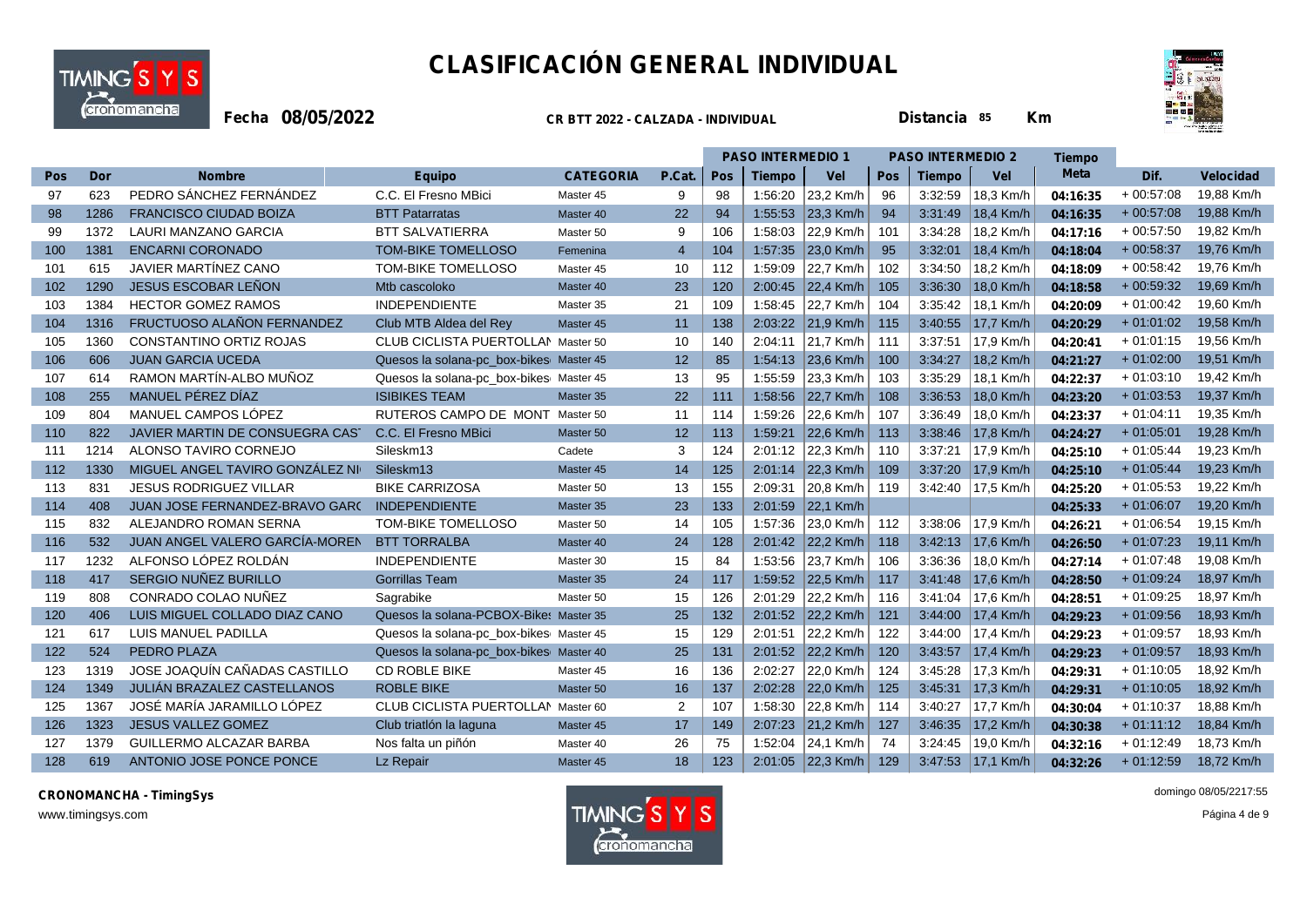# CLASIFICACIÓN GENERAL INDIVIDUAL

**Fecha 08/05/2022** **CR BTT 2022 - CALZADA - INDIVIDUAL** **Distancia 85 Km**

| Pos | Dor | Nombre | Equipo | CATEGORIA | P.Cat. | PASO INTERMEDIO 1 | | | PASO INTERMEDIO 2 | | | Tiempo Meta | Dif. | Velocidad |
|---|---|---|---|---|---|---|---|---|---|---|---|---|---|---|
| | | | | | | Pos | Tiempo | Vel | Pos | Tiempo | Vel | | | |
| 97 | 623 | PEDRO SÁNCHEZ FERNÁNDEZ | C.C. El Fresno MBici | Master 45 | 9 | 98 | 1:56:20 | 23,2 Km/h | 96 | 3:32:59 | 18,3 Km/h | 04:16:35 | + 00:57:08 | 19,88 Km/h |
| 98 | 1286 | FRANCISCO CIUDAD BOIZA | BTT Patarratas | Master 40 | 22 | 94 | 1:55:53 | 23,3 Km/h | 94 | 3:31:49 | 18,4 Km/h | 04:16:35 | + 00:57:08 | 19,88 Km/h |
| 99 | 1372 | LAURI MANZANO GARCIA | BTT SALVATIERRA | Master 50 | 9 | 106 | 1:58:03 | 22,9 Km/h | 101 | 3:34:28 | 18,2 Km/h | 04:17:16 | + 00:57:50 | 19,82 Km/h |
| 100 | 1381 | ENCARNI CORONADO | TOM-BIKE TOMELLOSO | Femenina | 4 | 104 | 1:57:35 | 23,0 Km/h | 95 | 3:32:01 | 18,4 Km/h | 04:18:04 | + 00:58:37 | 19,76 Km/h |
| 101 | 615 | JAVIER MARTÍNEZ CANO | TOM-BIKE TOMELLOSO | Master 45 | 10 | 112 | 1:59:09 | 22,7 Km/h | 102 | 3:34:50 | 18,2 Km/h | 04:18:09 | + 00:58:42 | 19,76 Km/h |
| 102 | 1290 | JESUS ESCOBAR LEÑON | Mtb cascoloko | Master 40 | 23 | 120 | 2:00:45 | 22,4 Km/h | 105 | 3:36:30 | 18,0 Km/h | 04:18:58 | + 00:59:32 | 19,69 Km/h |
| 103 | 1384 | HECTOR GOMEZ RAMOS | INDEPENDIENTE | Master 35 | 21 | 109 | 1:58:45 | 22,7 Km/h | 104 | 3:35:42 | 18,1 Km/h | 04:20:09 | + 01:00:42 | 19,60 Km/h |
| 104 | 1316 | FRUCTUOSO ALAÑON FERNANDEZ | Club MTB Aldea del Rey | Master 45 | 11 | 138 | 2:03:22 | 21,9 Km/h | 115 | 3:40:55 | 17,7 Km/h | 04:20:29 | + 01:01:02 | 19,58 Km/h |
| 105 | 1360 | CONSTANTINO ORTIZ ROJAS | CLUB CICLISTA PUERTOLLAN | Master 50 | 10 | 140 | 2:04:11 | 21,7 Km/h | 111 | 3:37:51 | 17,9 Km/h | 04:20:41 | + 01:01:15 | 19,56 Km/h |
| 106 | 606 | JUAN GARCIA UCEDA | Quesos la solana-pc_box-bikes | Master 45 | 12 | 85 | 1:54:13 | 23,6 Km/h | 100 | 3:34:27 | 18,2 Km/h | 04:21:27 | + 01:02:00 | 19,51 Km/h |
| 107 | 614 | RAMON MARTÍN-ALBO MUÑOZ | Quesos la solana-pc_box-bikes | Master 45 | 13 | 95 | 1:55:59 | 23,3 Km/h | 103 | 3:35:29 | 18,1 Km/h | 04:22:37 | + 01:03:10 | 19,42 Km/h |
| 108 | 255 | MANUEL PÉREZ DÍAZ | ISIBIKES TEAM | Master 35 | 22 | 111 | 1:58:56 | 22,7 Km/h | 108 | 3:36:53 | 18,0 Km/h | 04:23:20 | + 01:03:53 | 19,37 Km/h |
| 109 | 804 | MANUEL CAMPOS LÓPEZ | RUTEROS CAMPO DE MONT | Master 50 | 11 | 114 | 1:59:26 | 22,6 Km/h | 107 | 3:36:49 | 18,0 Km/h | 04:23:37 | + 01:04:11 | 19,35 Km/h |
| 110 | 822 | JAVIER MARTIN DE CONSUEGRA CAS | C.C. El Fresno MBici | Master 50 | 12 | 113 | 1:59:21 | 22,6 Km/h | 113 | 3:38:46 | 17,8 Km/h | 04:24:27 | + 01:05:01 | 19,28 Km/h |
| 111 | 1214 | ALONSO TAVIRO CORNEJO | Sileskm13 | Cadete | 3 | 124 | 2:01:12 | 22,3 Km/h | 110 | 3:37:21 | 17,9 Km/h | 04:25:10 | + 01:05:44 | 19,23 Km/h |
| 112 | 1330 | MIGUEL ANGEL TAVIRO GONZÁLEZ NI | Sileskm13 | Master 45 | 14 | 125 | 2:01:14 | 22,3 Km/h | 109 | 3:37:20 | 17,9 Km/h | 04:25:10 | + 01:05:44 | 19,23 Km/h |
| 113 | 831 | JESUS RODRIGUEZ VILLAR | BIKE CARRIZOSA | Master 50 | 13 | 155 | 2:09:31 | 20,8 Km/h | 119 | 3:42:40 | 17,5 Km/h | 04:25:20 | + 01:05:53 | 19,22 Km/h |
| 114 | 408 | JUAN JOSE FERNANDEZ-BRAVO GARC | INDEPENDIENTE | Master 35 | 23 | 133 | 2:01:59 | 22,1 Km/h | | | | 04:25:33 | + 01:06:07 | 19,20 Km/h |
| 115 | 832 | ALEJANDRO ROMAN SERNA | TOM-BIKE TOMELLOSO | Master 50 | 14 | 105 | 1:57:36 | 23,0 Km/h | 112 | 3:38:06 | 17,9 Km/h | 04:26:21 | + 01:06:54 | 19,15 Km/h |
| 116 | 532 | JUAN ANGEL VALERO GARCÍA-MOREN | BTT TORRALBA | Master 40 | 24 | 128 | 2:01:42 | 22,2 Km/h | 118 | 3:42:13 | 17,6 Km/h | 04:26:50 | + 01:07:23 | 19,11 Km/h |
| 117 | 1232 | ALFONSO LÓPEZ ROLDÁN | INDEPENDIENTE | Master 30 | 15 | 84 | 1:53:56 | 23,7 Km/h | 106 | 3:36:36 | 18,0 Km/h | 04:27:14 | + 01:07:48 | 19,08 Km/h |
| 118 | 417 | SERGIO NUÑEZ BURILLO | Gorrillas Team | Master 35 | 24 | 117 | 1:59:52 | 22,5 Km/h | 117 | 3:41:48 | 17,6 Km/h | 04:28:50 | + 01:09:24 | 18,97 Km/h |
| 119 | 808 | CONRADO COLAO NUÑEZ | Sagrabike | Master 50 | 15 | 126 | 2:01:29 | 22,2 Km/h | 116 | 3:41:04 | 17,6 Km/h | 04:28:51 | + 01:09:25 | 18,97 Km/h |
| 120 | 406 | LUIS MIGUEL COLLADO DIAZ CANO | Quesos la solana-PCBOX-Bikes | Master 35 | 25 | 132 | 2:01:52 | 22,2 Km/h | 121 | 3:44:00 | 17,4 Km/h | 04:29:23 | + 01:09:56 | 18,93 Km/h |
| 121 | 617 | LUIS MANUEL PADILLA | Quesos la solana-pc_box-bikes | Master 45 | 15 | 129 | 2:01:51 | 22,2 Km/h | 122 | 3:44:00 | 17,4 Km/h | 04:29:23 | + 01:09:57 | 18,93 Km/h |
| 122 | 524 | PEDRO PLAZA | Quesos la solana-pc_box-bikes | Master 40 | 25 | 131 | 2:01:52 | 22,2 Km/h | 120 | 3:43:57 | 17,4 Km/h | 04:29:23 | + 01:09:57 | 18,93 Km/h |
| 123 | 1319 | JOSE JOAQUÍN CAÑADAS CASTILLO | CD ROBLE BIKE | Master 45 | 16 | 136 | 2:02:27 | 22,0 Km/h | 124 | 3:45:28 | 17,3 Km/h | 04:29:31 | + 01:10:05 | 18,92 Km/h |
| 124 | 1349 | JULIÁN BRAZALEZ CASTELLANOS | ROBLE BIKE | Master 50 | 16 | 137 | 2:02:28 | 22,0 Km/h | 125 | 3:45:31 | 17,3 Km/h | 04:29:31 | + 01:10:05 | 18,92 Km/h |
| 125 | 1367 | JOSÉ MARÍA JARAMILLO LÓPEZ | CLUB CICLISTA PUERTOLLAN | Master 60 | 2 | 107 | 1:58:30 | 22,8 Km/h | 114 | 3:40:27 | 17,7 Km/h | 04:30:04 | + 01:10:37 | 18,88 Km/h |
| 126 | 1323 | JESUS VALLEZ GOMEZ | Club triatlón la laguna | Master 45 | 17 | 149 | 2:07:23 | 21,2 Km/h | 127 | 3:46:35 | 17,2 Km/h | 04:30:38 | + 01:11:12 | 18,84 Km/h |
| 127 | 1379 | GUILLERMO ALCAZAR BARBA | Nos falta un piñón | Master 40 | 26 | 75 | 1:52:04 | 24,1 Km/h | 74 | 3:24:45 | 19,0 Km/h | 04:32:16 | + 01:12:49 | 18,73 Km/h |
| 128 | 619 | ANTONIO JOSE PONCE PONCE | Lz Repair | Master 45 | 18 | 123 | 2:01:05 | 22,3 Km/h | 129 | 3:47:53 | 17,1 Km/h | 04:32:26 | + 01:12:59 | 18,72 Km/h |

**CRONOMANCHA - TimingSys**

www.timingsys.com

domingo 08/05/2217:55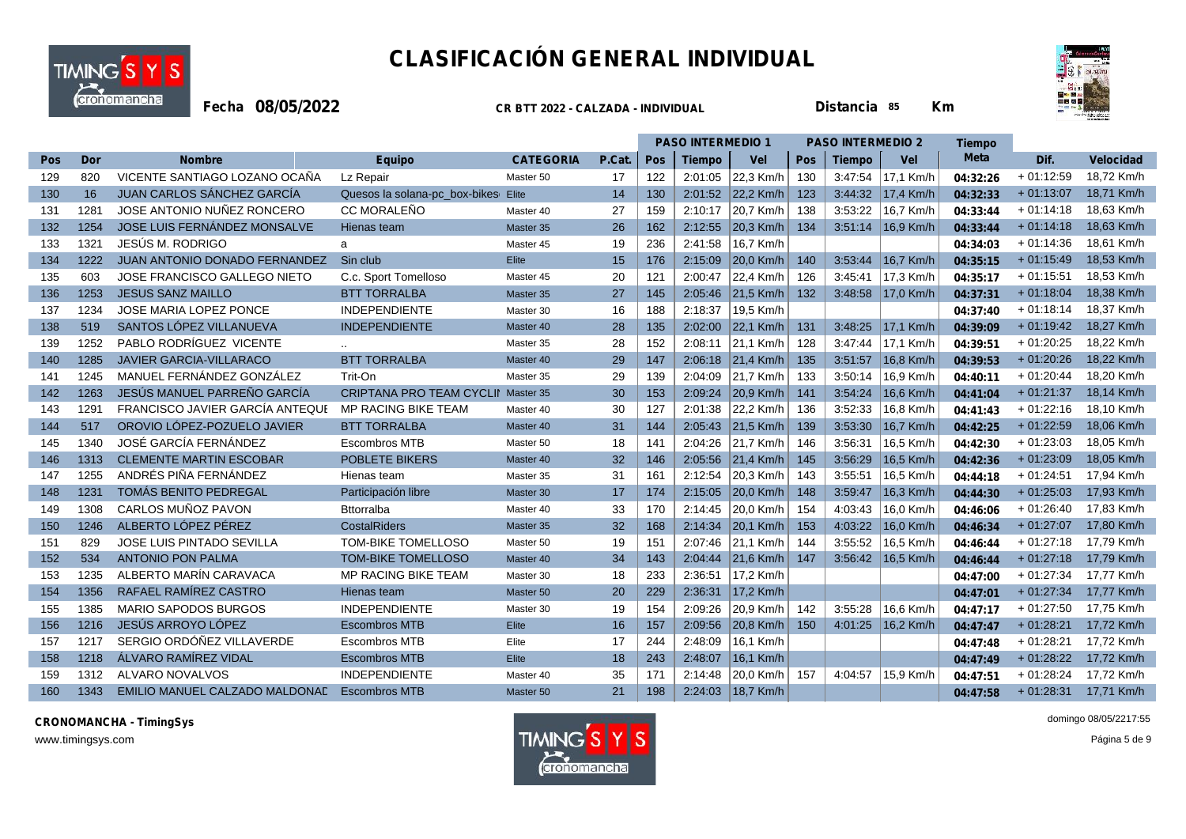# CLASIFICACIÓN GENERAL INDIVIDUAL

**Fecha 08/05/2022** **CR BTT 2022 - CALZADA - INDIVIDUAL** **Distancia 85 Km**

| | | | | | | PASO INTERMEDIO 1 | | | PASO INTERMEDIO 2 | | | Tiempo | | |
|---|---|---|---|---|---|---|---|---|---|---|---|---|---|---|
| Pos | Dor | Nombre | Equipo | CATEGORIA | P.Cat. | Pos | Tiempo | Vel | Pos | Tiempo | Vel | Meta | Dif. | Velocidad |
| 129 | 820 | VICENTE SANTIAGO LOZANO OCAÑA | Lz Repair | Master 50 | 17 | 122 | 2:01:05 | 22,3 Km/h | 130 | 3:47:54 | 17,1 Km/h | 04:32:26 | + 01:12:59 | 18,72 Km/h |
| 130 | 16 | JUAN CARLOS SÁNCHEZ GARCÍA | Quesos la solana-pc_box-bikes | Elite | 14 | 130 | 2:01:52 | 22,2 Km/h | 123 | 3:44:32 | 17,4 Km/h | 04:32:33 | + 01:13:07 | 18,71 Km/h |
| 131 | 1281 | JOSE ANTONIO NUÑEZ RONCERO | CC MORALEÑO | Master 40 | 27 | 159 | 2:10:17 | 20,7 Km/h | 138 | 3:53:22 | 16,7 Km/h | 04:33:44 | + 01:14:18 | 18,63 Km/h |
| 132 | 1254 | JOSE LUIS FERNÁNDEZ MONSALVE | Hienas team | Master 35 | 26 | 162 | 2:12:55 | 20,3 Km/h | 134 | 3:51:14 | 16,9 Km/h | 04:33:44 | + 01:14:18 | 18,63 Km/h |
| 133 | 1321 | JESÚS M. RODRIGO | a | Master 45 | 19 | 236 | 2:41:58 | 16,7 Km/h | | | | 04:34:03 | + 01:14:36 | 18,61 Km/h |
| 134 | 1222 | JUAN ANTONIO DONADO FERNANDEZ | Sin club | Elite | 15 | 176 | 2:15:09 | 20,0 Km/h | 140 | 3:53:44 | 16,7 Km/h | 04:35:15 | + 01:15:49 | 18,53 Km/h |
| 135 | 603 | JOSE FRANCISCO GALLEGO NIETO | C.c. Sport Tomelloso | Master 45 | 20 | 121 | 2:00:47 | 22,4 Km/h | 126 | 3:45:41 | 17,3 Km/h | 04:35:17 | + 01:15:51 | 18,53 Km/h |
| 136 | 1253 | JESUS SANZ MAILLO | BTT TORRALBA | Master 35 | 27 | 145 | 2:05:46 | 21,5 Km/h | 132 | 3:48:58 | 17,0 Km/h | 04:37:31 | + 01:18:04 | 18,38 Km/h |
| 137 | 1234 | JOSE MARIA LOPEZ PONCE | INDEPENDIENTE | Master 30 | 16 | 188 | 2:18:37 | 19,5 Km/h | | | | 04:37:40 | + 01:18:14 | 18,37 Km/h |
| 138 | 519 | SANTOS LÓPEZ VILLANUEVA | INDEPENDIENTE | Master 40 | 28 | 135 | 2:02:00 | 22,1 Km/h | 131 | 3:48:25 | 17,1 Km/h | 04:39:09 | + 01:19:42 | 18,27 Km/h |
| 139 | 1252 | PABLO RODRÍGUEZ VICENTE | .. | Master 35 | 28 | 152 | 2:08:11 | 21,1 Km/h | 128 | 3:47:44 | 17,1 Km/h | 04:39:51 | + 01:20:25 | 18,22 Km/h |
| 140 | 1285 | JAVIER GARCIA-VILLARACO | BTT TORRALBA | Master 40 | 29 | 147 | 2:06:18 | 21,4 Km/h | 135 | 3:51:57 | 16,8 Km/h | 04:39:53 | + 01:20:26 | 18,22 Km/h |
| 141 | 1245 | MANUEL FERNÁNDEZ GONZÁLEZ | Trit-On | Master 35 | 29 | 139 | 2:04:09 | 21,7 Km/h | 133 | 3:50:14 | 16,9 Km/h | 04:40:11 | + 01:20:44 | 18,20 Km/h |
| 142 | 1263 | JESÚS MANUEL PARREÑO GARCÍA | CRIPTANA PRO TEAM CYCLII | Master 35 | 30 | 153 | 2:09:24 | 20,9 Km/h | 141 | 3:54:24 | 16,6 Km/h | 04:41:04 | + 01:21:37 | 18,14 Km/h |
| 143 | 1291 | FRANCISCO JAVIER GARCÍA ANTEQUE | MP RACING BIKE TEAM | Master 40 | 30 | 127 | 2:01:38 | 22,2 Km/h | 136 | 3:52:33 | 16,8 Km/h | 04:41:43 | + 01:22:16 | 18,10 Km/h |
| 144 | 517 | OROVIO LÓPEZ-POZUELO JAVIER | BTT TORRALBA | Master 40 | 31 | 144 | 2:05:43 | 21,5 Km/h | 139 | 3:53:30 | 16,7 Km/h | 04:42:25 | + 01:22:59 | 18,06 Km/h |
| 145 | 1340 | JOSÉ GARCÍA FERNÁNDEZ | Escombros MTB | Master 50 | 18 | 141 | 2:04:26 | 21,7 Km/h | 146 | 3:56:31 | 16,5 Km/h | 04:42:30 | + 01:23:03 | 18,05 Km/h |
| 146 | 1313 | CLEMENTE MARTIN ESCOBAR | POBLETE BIKERS | Master 40 | 32 | 146 | 2:05:56 | 21,4 Km/h | 145 | 3:56:29 | 16,5 Km/h | 04:42:36 | + 01:23:09 | 18,05 Km/h |
| 147 | 1255 | ANDRÉS PIÑA FERNÁNDEZ | Hienas team | Master 35 | 31 | 161 | 2:12:54 | 20,3 Km/h | 143 | 3:55:51 | 16,5 Km/h | 04:44:18 | + 01:24:51 | 17,94 Km/h |
| 148 | 1231 | TOMÁS BENITO PEDREGAL | Participación libre | Master 30 | 17 | 174 | 2:15:05 | 20,0 Km/h | 148 | 3:59:47 | 16,3 Km/h | 04:44:30 | + 01:25:03 | 17,93 Km/h |
| 149 | 1308 | CARLOS MUÑOZ PAVON | Bttorralba | Master 40 | 33 | 170 | 2:14:45 | 20,0 Km/h | 154 | 4:03:43 | 16,0 Km/h | 04:46:06 | + 01:26:40 | 17,83 Km/h |
| 150 | 1246 | ALBERTO LÓPEZ PÉREZ | CostalRiders | Master 35 | 32 | 168 | 2:14:34 | 20,1 Km/h | 153 | 4:03:22 | 16,0 Km/h | 04:46:34 | + 01:27:07 | 17,80 Km/h |
| 151 | 829 | JOSE LUIS PINTADO SEVILLA | TOM-BIKE TOMELLOSO | Master 50 | 19 | 151 | 2:07:46 | 21,1 Km/h | 144 | 3:55:52 | 16,5 Km/h | 04:46:44 | + 01:27:18 | 17,79 Km/h |
| 152 | 534 | ANTONIO PON PALMA | TOM-BIKE TOMELLOSO | Master 40 | 34 | 143 | 2:04:44 | 21,6 Km/h | 147 | 3:56:42 | 16,5 Km/h | 04:46:44 | + 01:27:18 | 17,79 Km/h |
| 153 | 1235 | ALBERTO MARÍN CARAVACA | MP RACING BIKE TEAM | Master 30 | 18 | 233 | 2:36:51 | 17,2 Km/h | | | | 04:47:00 | + 01:27:34 | 17,77 Km/h |
| 154 | 1356 | RAFAEL RAMÍREZ CASTRO | Hienas team | Master 50 | 20 | 229 | 2:36:31 | 17,2 Km/h | | | | 04:47:01 | + 01:27:34 | 17,77 Km/h |
| 155 | 1385 | MARIO SAPODOS BURGOS | INDEPENDIENTE | Master 30 | 19 | 154 | 2:09:26 | 20,9 Km/h | 142 | 3:55:28 | 16,6 Km/h | 04:47:17 | + 01:27:50 | 17,75 Km/h |
| 156 | 1216 | JESÚS ARROYO LÓPEZ | Escombros MTB | Elite | 16 | 157 | 2:09:56 | 20,8 Km/h | 150 | 4:01:25 | 16,2 Km/h | 04:47:47 | + 01:28:21 | 17,72 Km/h |
| 157 | 1217 | SERGIO ORDÓÑEZ VILLAVERDE | Escombros MTB | Elite | 17 | 244 | 2:48:09 | 16,1 Km/h | | | | 04:47:48 | + 01:28:21 | 17,72 Km/h |
| 158 | 1218 | ÁLVARO RAMÍREZ VIDAL | Escombros MTB | Elite | 18 | 243 | 2:48:07 | 16,1 Km/h | | | | 04:47:49 | + 01:28:22 | 17,72 Km/h |
| 159 | 1312 | ALVARO NOVALVOS | INDEPENDIENTE | Master 40 | 35 | 171 | 2:14:48 | 20,0 Km/h | 157 | 4:04:57 | 15,9 Km/h | 04:47:51 | + 01:28:24 | 17,72 Km/h |
| 160 | 1343 | EMILIO MANUEL CALZADO MALDONAE | Escombros MTB | Master 50 | 21 | 198 | 2:24:03 | 18,7 Km/h | | | | 04:47:58 | + 01:28:31 | 17,71 Km/h |

**CRONOMANCHA - TimingSys**
www.timingsys.com

domingo 08/05/2217:55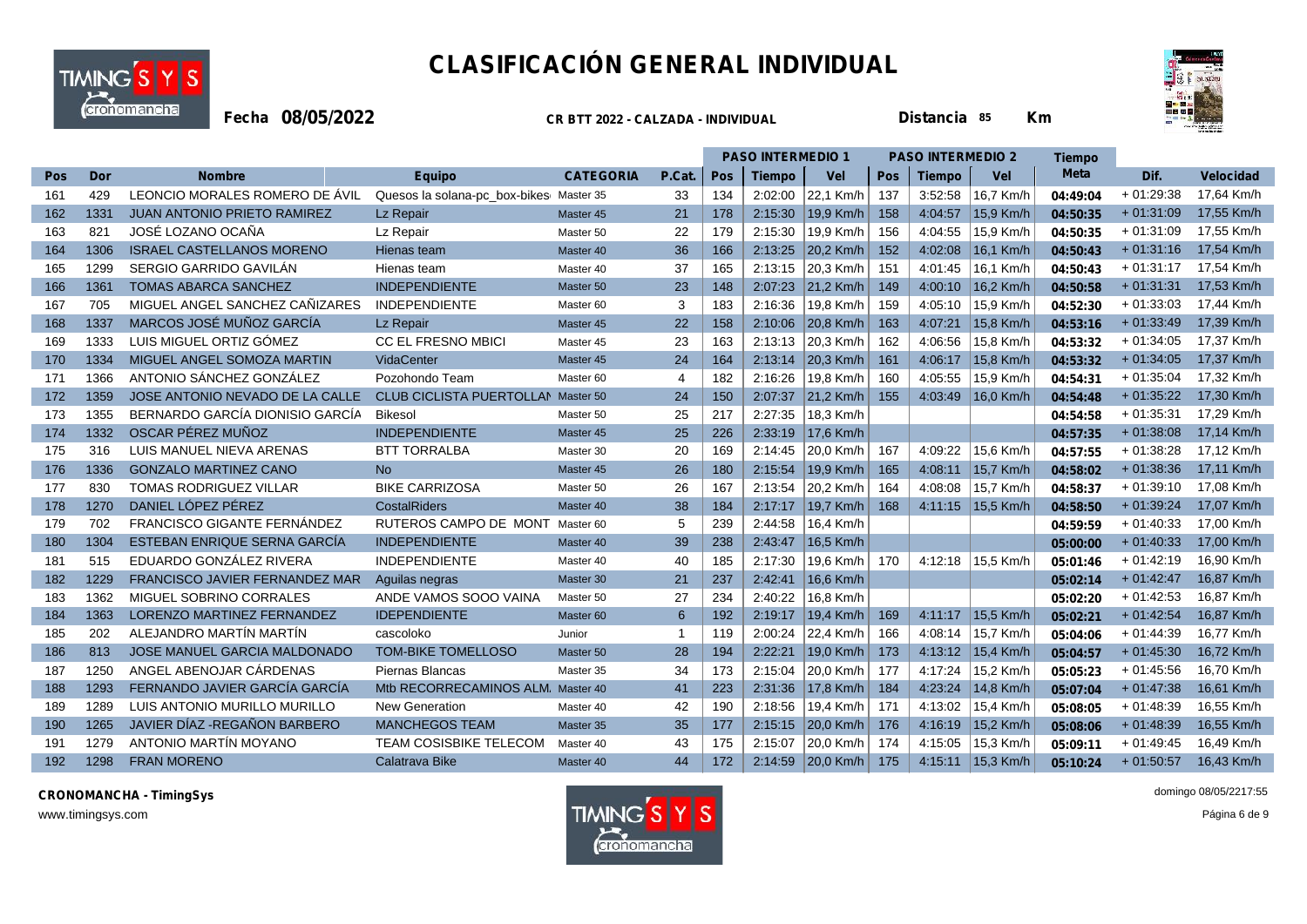# CLASIFICACIÓN GENERAL INDIVIDUAL

**Fecha 08/05/2022** **CR BTT 2022 - CALZADA - INDIVIDUAL** **Distancia 85 Km**

| | | | | | | PASO INTERMEDIO 1 | | | PASO INTERMEDIO 2 | | | Tiempo | | |
|---|---|---|---|---|---|---|---|---|---|---|---|---|---|---|
| Pos | Dor | Nombre | Equipo | CATEGORIA | P.Cat. | Pos | Tiempo | Vel | Pos | Tiempo | Vel | Meta | Dif. | Velocidad |
| 161 | 429 | LEONCIO MORALES ROMERO DE ÁVIL | Quesos la solana-pc_box-bikes | Master 35 | 33 | 134 | 2:02:00 | 22,1 Km/h | 137 | 3:52:58 | 16,7 Km/h | 04:49:04 | + 01:29:38 | 17,64 Km/h |
| 162 | 1331 | JUAN ANTONIO PRIETO RAMIREZ | Lz Repair | Master 45 | 21 | 178 | 2:15:30 | 19,9 Km/h | 158 | 4:04:57 | 15,9 Km/h | 04:50:35 | + 01:31:09 | 17,55 Km/h |
| 163 | 821 | JOSÉ LOZANO OCAÑA | Lz Repair | Master 50 | 22 | 179 | 2:15:30 | 19,9 Km/h | 156 | 4:04:55 | 15,9 Km/h | 04:50:35 | + 01:31:09 | 17,55 Km/h |
| 164 | 1306 | ISRAEL CASTELLANOS MORENO | Hienas team | Master 40 | 36 | 166 | 2:13:25 | 20,2 Km/h | 152 | 4:02:08 | 16,1 Km/h | 04:50:43 | + 01:31:16 | 17,54 Km/h |
| 165 | 1299 | SERGIO GARRIDO GAVILÁN | Hienas team | Master 40 | 37 | 165 | 2:13:15 | 20,3 Km/h | 151 | 4:01:45 | 16,1 Km/h | 04:50:43 | + 01:31:17 | 17,54 Km/h |
| 166 | 1361 | TOMAS ABARCA SANCHEZ | INDEPENDIENTE | Master 50 | 23 | 148 | 2:07:23 | 21,2 Km/h | 149 | 4:00:10 | 16,2 Km/h | 04:50:58 | + 01:31:31 | 17,53 Km/h |
| 167 | 705 | MIGUEL ANGEL SANCHEZ CAÑIZARES | INDEPENDIENTE | Master 60 | 3 | 183 | 2:16:36 | 19,8 Km/h | 159 | 4:05:10 | 15,9 Km/h | 04:52:30 | + 01:33:03 | 17,44 Km/h |
| 168 | 1337 | MARCOS JOSÉ MUÑOZ GARCÍA | Lz Repair | Master 45 | 22 | 158 | 2:10:06 | 20,8 Km/h | 163 | 4:07:21 | 15,8 Km/h | 04:53:16 | + 01:33:49 | 17,39 Km/h |
| 169 | 1333 | LUIS MIGUEL ORTIZ GÓMEZ | CC EL FRESNO MBICI | Master 45 | 23 | 163 | 2:13:13 | 20,3 Km/h | 162 | 4:06:56 | 15,8 Km/h | 04:53:32 | + 01:34:05 | 17,37 Km/h |
| 170 | 1334 | MIGUEL ANGEL SOMOZA MARTIN | VidaCenter | Master 45 | 24 | 164 | 2:13:14 | 20,3 Km/h | 161 | 4:06:17 | 15,8 Km/h | 04:53:32 | + 01:34:05 | 17,37 Km/h |
| 171 | 1366 | ANTONIO SÁNCHEZ GONZÁLEZ | Pozohondo Team | Master 60 | 4 | 182 | 2:16:26 | 19,8 Km/h | 160 | 4:05:55 | 15,9 Km/h | 04:54:31 | + 01:35:04 | 17,32 Km/h |
| 172 | 1359 | JOSE ANTONIO NEVADO DE LA CALLE | CLUB CICLISTA PUERTOLLAN | Master 50 | 24 | 150 | 2:07:37 | 21,2 Km/h | 155 | 4:03:49 | 16,0 Km/h | 04:54:48 | + 01:35:22 | 17,30 Km/h |
| 173 | 1355 | BERNARDO GARCÍA DIONISIO GARCÍA | Bikesol | Master 50 | 25 | 217 | 2:27:35 | 18,3 Km/h | | | | 04:54:58 | + 01:35:31 | 17,29 Km/h |
| 174 | 1332 | OSCAR PÉREZ MUÑOZ | INDEPENDIENTE | Master 45 | 25 | 226 | 2:33:19 | 17,6 Km/h | | | | 04:57:35 | + 01:38:08 | 17,14 Km/h |
| 175 | 316 | LUIS MANUEL NIEVA ARENAS | BTT TORRALBA | Master 30 | 20 | 169 | 2:14:45 | 20,0 Km/h | 167 | 4:09:22 | 15,6 Km/h | 04:57:55 | + 01:38:28 | 17,12 Km/h |
| 176 | 1336 | GONZALO MARTINEZ CANO | No | Master 45 | 26 | 180 | 2:15:54 | 19,9 Km/h | 165 | 4:08:11 | 15,7 Km/h | 04:58:02 | + 01:38:36 | 17,11 Km/h |
| 177 | 830 | TOMAS RODRIGUEZ VILLAR | BIKE CARRIZOSA | Master 50 | 26 | 167 | 2:13:54 | 20,2 Km/h | 164 | 4:08:08 | 15,7 Km/h | 04:58:37 | + 01:39:10 | 17,08 Km/h |
| 178 | 1270 | DANIEL LÓPEZ PÉREZ | CostalRiders | Master 40 | 38 | 184 | 2:17:17 | 19,7 Km/h | 168 | 4:11:15 | 15,5 Km/h | 04:58:50 | + 01:39:24 | 17,07 Km/h |
| 179 | 702 | FRANCISCO GIGANTE FERNÁNDEZ | RUTEROS CAMPO DE MONT | Master 60 | 5 | 239 | 2:44:58 | 16,4 Km/h | | | | 04:59:59 | + 01:40:33 | 17,00 Km/h |
| 180 | 1304 | ESTEBAN ENRIQUE SERNA GARCÍA | INDEPENDIENTE | Master 40 | 39 | 238 | 2:43:47 | 16,5 Km/h | | | | 05:00:00 | + 01:40:33 | 17,00 Km/h |
| 181 | 515 | EDUARDO GONZÁLEZ RIVERA | INDEPENDIENTE | Master 40 | 40 | 185 | 2:17:30 | 19,6 Km/h | 170 | 4:12:18 | 15,5 Km/h | 05:01:46 | + 01:42:19 | 16,90 Km/h |
| 182 | 1229 | FRANCISCO JAVIER FERNANDEZ MAR | Aguilas negras | Master 30 | 21 | 237 | 2:42:41 | 16,6 Km/h | | | | 05:02:14 | + 01:42:47 | 16,87 Km/h |
| 183 | 1362 | MIGUEL SOBRINO CORRALES | ANDE VAMOS SOOO VAINA | Master 50 | 27 | 234 | 2:40:22 | 16,8 Km/h | | | | 05:02:20 | + 01:42:53 | 16,87 Km/h |
| 184 | 1363 | LORENZO MARTINEZ FERNANDEZ | IDEPENDIENTE | Master 60 | 6 | 192 | 2:19:17 | 19,4 Km/h | 169 | 4:11:17 | 15,5 Km/h | 05:02:21 | + 01:42:54 | 16,87 Km/h |
| 185 | 202 | ALEJANDRO MARTÍN MARTÍN | cascoloko | Junior | 1 | 119 | 2:00:24 | 22,4 Km/h | 166 | 4:08:14 | 15,7 Km/h | 05:04:06 | + 01:44:39 | 16,77 Km/h |
| 186 | 813 | JOSE MANUEL GARCIA MALDONADO | TOM-BIKE TOMELLOSO | Master 50 | 28 | 194 | 2:22:21 | 19,0 Km/h | 173 | 4:13:12 | 15,4 Km/h | 05:04:57 | + 01:45:30 | 16,72 Km/h |
| 187 | 1250 | ANGEL ABENOJAR CÁRDENAS | Piernas Blancas | Master 35 | 34 | 173 | 2:15:04 | 20,0 Km/h | 177 | 4:17:24 | 15,2 Km/h | 05:05:23 | + 01:45:56 | 16,70 Km/h |
| 188 | 1293 | FERNANDO JAVIER GARCÍA GARCÍA | Mtb RECORRECAMINOS ALM. | Master 40 | 41 | 223 | 2:31:36 | 17,8 Km/h | 184 | 4:23:24 | 14,8 Km/h | 05:07:04 | + 01:47:38 | 16,61 Km/h |
| 189 | 1289 | LUIS ANTONIO MURILLO MURILLO | New Generation | Master 40 | 42 | 190 | 2:18:56 | 19,4 Km/h | 171 | 4:13:02 | 15,4 Km/h | 05:08:05 | + 01:48:39 | 16,55 Km/h |
| 190 | 1265 | JAVIER DÍAZ -REGAÑON BARBERO | MANCHEGOS TEAM | Master 35 | 35 | 177 | 2:15:15 | 20,0 Km/h | 176 | 4:16:19 | 15,2 Km/h | 05:08:06 | + 01:48:39 | 16,55 Km/h |
| 191 | 1279 | ANTONIO MARTÍN MOYANO | TEAM COSISBIKE TELECOM | Master 40 | 43 | 175 | 2:15:07 | 20,0 Km/h | 174 | 4:15:05 | 15,3 Km/h | 05:09:11 | + 01:49:45 | 16,49 Km/h |
| 192 | 1298 | FRAN MORENO | Calatrava Bike | Master 40 | 44 | 172 | 2:14:59 | 20,0 Km/h | 175 | 4:15:11 | 15,3 Km/h | 05:10:24 | + 01:50:57 | 16,43 Km/h |

**CRONOMANCHA - TimingSys**
www.timingsys.com

domingo 08/05/2217:55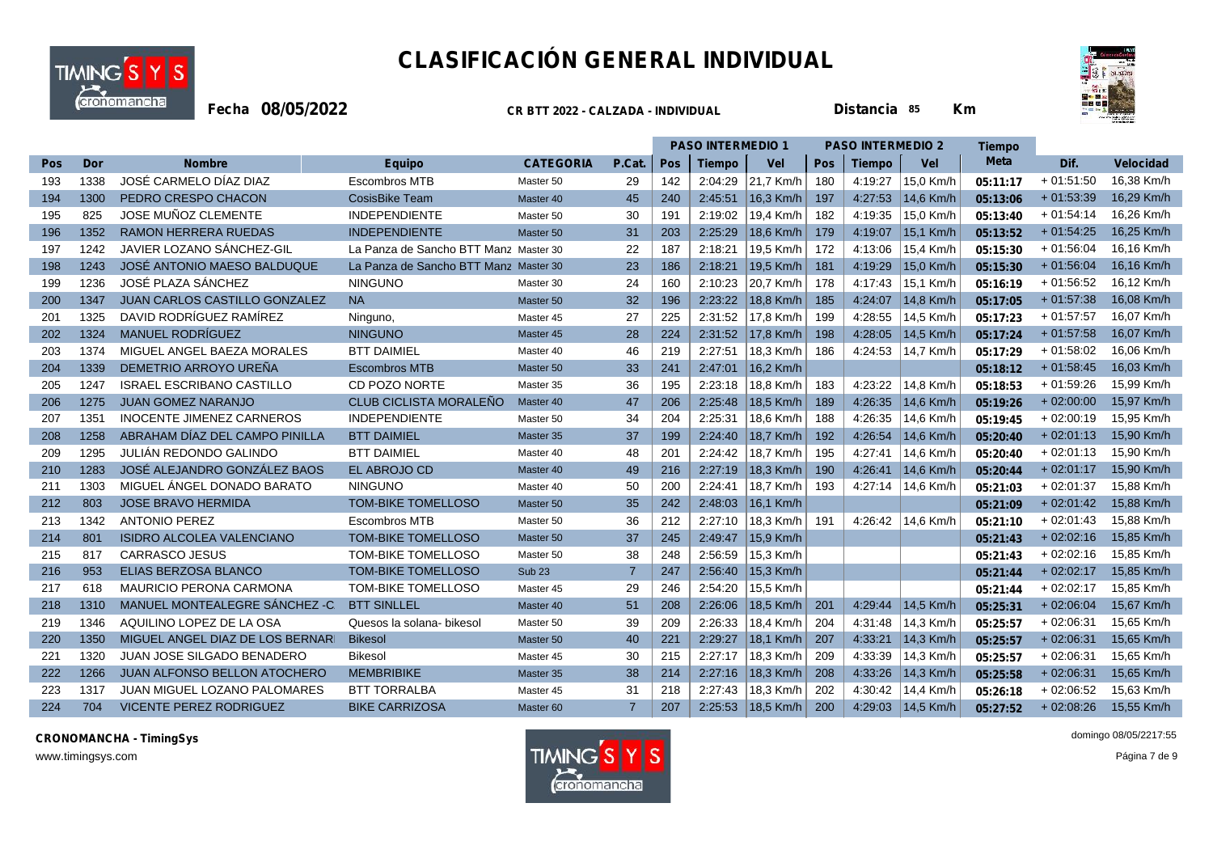# CLASIFICACIÓN GENERAL INDIVIDUAL

**Fecha 08/05/2022** **CR BTT 2022 - CALZADA - INDIVIDUAL** **Distancia 85 Km**

| Pos | Dor | Nombre | Equipo | CATEGORIA | P.Cat. | PASO INTERMEDIO 1 | | | PASO INTERMEDIO 2 | | | Tiempo | Dif. | Velocidad |
|---|---|---|---|---|---|---|---|---|---|---|---|---|---|---|
| | | | | | | Pos | Tiempo | Vel | Pos | Tiempo | Vel | Meta | | |
| 193 | 1338 | JOSÉ CARMELO DÍAZ DIAZ | Escombros MTB | Master 50 | 29 | 142 | 2:04:29 | 21,7 Km/h | 180 | 4:19:27 | 15,0 Km/h | 05:11:17 | + 01:51:50 | 16,38 Km/h |
| 194 | 1300 | PEDRO CRESPO CHACON | CosisBike Team | Master 40 | 45 | 240 | 2:45:51 | 16,3 Km/h | 197 | 4:27:53 | 14,6 Km/h | 05:13:06 | + 01:53:39 | 16,29 Km/h |
| 195 | 825 | JOSE MUÑOZ CLEMENTE | INDEPENDIENTE | Master 50 | 30 | 191 | 2:19:02 | 19,4 Km/h | 182 | 4:19:35 | 15,0 Km/h | 05:13:40 | + 01:54:14 | 16,26 Km/h |
| 196 | 1352 | RAMON HERRERA RUEDAS | INDEPENDIENTE | Master 50 | 31 | 203 | 2:25:29 | 18,6 Km/h | 179 | 4:19:07 | 15,1 Km/h | 05:13:52 | + 01:54:25 | 16,25 Km/h |
| 197 | 1242 | JAVIER LOZANO SÁNCHEZ-GIL | La Panza de Sancho BTT Manz | Master 30 | 22 | 187 | 2:18:21 | 19,5 Km/h | 172 | 4:13:06 | 15,4 Km/h | 05:15:30 | + 01:56:04 | 16,16 Km/h |
| 198 | 1243 | JOSÉ ANTONIO MAESO BALDUQUE | La Panza de Sancho BTT Manz | Master 30 | 23 | 186 | 2:18:21 | 19,5 Km/h | 181 | 4:19:29 | 15,0 Km/h | 05:15:30 | + 01:56:04 | 16,16 Km/h |
| 199 | 1236 | JOSÉ PLAZA SÁNCHEZ | NINGUNO | Master 30 | 24 | 160 | 2:10:23 | 20,7 Km/h | 178 | 4:17:43 | 15,1 Km/h | 05:16:19 | + 01:56:52 | 16,12 Km/h |
| 200 | 1347 | JUAN CARLOS CASTILLO GONZALEZ | NA | Master 50 | 32 | 196 | 2:23:22 | 18,8 Km/h | 185 | 4:24:07 | 14,8 Km/h | 05:17:05 | + 01:57:38 | 16,08 Km/h |
| 201 | 1325 | DAVID RODRÍGUEZ RAMÍREZ | Ninguno, | Master 45 | 27 | 225 | 2:31:52 | 17,8 Km/h | 199 | 4:28:55 | 14,5 Km/h | 05:17:23 | + 01:57:57 | 16,07 Km/h |
| 202 | 1324 | MANUEL RODRÍGUEZ | NINGUNO | Master 45 | 28 | 224 | 2:31:52 | 17,8 Km/h | 198 | 4:28:05 | 14,5 Km/h | 05:17:24 | + 01:57:58 | 16,07 Km/h |
| 203 | 1374 | MIGUEL ANGEL BAEZA MORALES | BTT DAIMIEL | Master 40 | 46 | 219 | 2:27:51 | 18,3 Km/h | 186 | 4:24:53 | 14,7 Km/h | 05:17:29 | + 01:58:02 | 16,06 Km/h |
| 204 | 1339 | DEMETRIO ARROYO UREÑA | Escombros MTB | Master 50 | 33 | 241 | 2:47:01 | 16,2 Km/h | | | | 05:18:12 | + 01:58:45 | 16,03 Km/h |
| 205 | 1247 | ISRAEL ESCRIBANO CASTILLO | CD POZO NORTE | Master 35 | 36 | 195 | 2:23:18 | 18,8 Km/h | 183 | 4:23:22 | 14,8 Km/h | 05:18:53 | + 01:59:26 | 15,99 Km/h |
| 206 | 1275 | JUAN GOMEZ NARANJO | CLUB CICLISTA MORALEÑO | Master 40 | 47 | 206 | 2:25:48 | 18,5 Km/h | 189 | 4:26:35 | 14,6 Km/h | 05:19:26 | + 02:00:00 | 15,97 Km/h |
| 207 | 1351 | INOCENTE JIMENEZ CARNEROS | INDEPENDIENTE | Master 50 | 34 | 204 | 2:25:31 | 18,6 Km/h | 188 | 4:26:35 | 14,6 Km/h | 05:19:45 | + 02:00:19 | 15,95 Km/h |
| 208 | 1258 | ABRAHAM DÍAZ DEL CAMPO PINILLA | BTT DAIMIEL | Master 35 | 37 | 199 | 2:24:40 | 18,7 Km/h | 192 | 4:26:54 | 14,6 Km/h | 05:20:40 | + 02:01:13 | 15,90 Km/h |
| 209 | 1295 | JULIÁN REDONDO GALINDO | BTT DAIMIEL | Master 40 | 48 | 201 | 2:24:42 | 18,7 Km/h | 195 | 4:27:41 | 14,6 Km/h | 05:20:40 | + 02:01:13 | 15,90 Km/h |
| 210 | 1283 | JOSÉ ALEJANDRO GONZÁLEZ BAOS | EL ABROJO CD | Master 40 | 49 | 216 | 2:27:19 | 18,3 Km/h | 190 | 4:26:41 | 14,6 Km/h | 05:20:44 | + 02:01:17 | 15,90 Km/h |
| 211 | 1303 | MIGUEL ÁNGEL DONADO BARATO | NINGUNO | Master 40 | 50 | 200 | 2:24:41 | 18,7 Km/h | 193 | 4:27:14 | 14,6 Km/h | 05:21:03 | + 02:01:37 | 15,88 Km/h |
| 212 | 803 | JOSE BRAVO HERMIDA | TOM-BIKE TOMELLOSO | Master 50 | 35 | 242 | 2:48:03 | 16,1 Km/h | | | | 05:21:09 | + 02:01:42 | 15,88 Km/h |
| 213 | 1342 | ANTONIO PEREZ | Escombros MTB | Master 50 | 36 | 212 | 2:27:10 | 18,3 Km/h | 191 | 4:26:42 | 14,6 Km/h | 05:21:10 | + 02:01:43 | 15,88 Km/h |
| 214 | 801 | ISIDRO ALCOLEA VALENCIANO | TOM-BIKE TOMELLOSO | Master 50 | 37 | 245 | 2:49:47 | 15,9 Km/h | | | | 05:21:43 | + 02:02:16 | 15,85 Km/h |
| 215 | 817 | CARRASCO JESUS | TOM-BIKE TOMELLOSO | Master 50 | 38 | 248 | 2:56:59 | 15,3 Km/h | | | | 05:21:43 | + 02:02:16 | 15,85 Km/h |
| 216 | 953 | ELIAS BERZOSA BLANCO | TOM-BIKE TOMELLOSO | Sub 23 | 7 | 247 | 2:56:40 | 15,3 Km/h | | | | 05:21:44 | + 02:02:17 | 15,85 Km/h |
| 217 | 618 | MAURICIO PERONA CARMONA | TOM-BIKE TOMELLOSO | Master 45 | 29 | 246 | 2:54:20 | 15,5 Km/h | | | | 05:21:44 | + 02:02:17 | 15,85 Km/h |
| 218 | 1310 | MANUEL MONTEALEGRE SÁNCHEZ -C | BTT SINLLEL | Master 40 | 51 | 208 | 2:26:06 | 18,5 Km/h | 201 | 4:29:44 | 14,5 Km/h | 05:25:31 | + 02:06:04 | 15,67 Km/h |
| 219 | 1346 | AQUILINO LOPEZ DE LA OSA | Quesos la solana- bikesol | Master 50 | 39 | 209 | 2:26:33 | 18,4 Km/h | 204 | 4:31:48 | 14,3 Km/h | 05:25:57 | + 02:06:31 | 15,65 Km/h |
| 220 | 1350 | MIGUEL ANGEL DIAZ DE LOS BERNAR | Bikesol | Master 50 | 40 | 221 | 2:29:27 | 18,1 Km/h | 207 | 4:33:21 | 14,3 Km/h | 05:25:57 | + 02:06:31 | 15,65 Km/h |
| 221 | 1320 | JUAN JOSE SILGADO BENADERO | Bikesol | Master 45 | 30 | 215 | 2:27:17 | 18,3 Km/h | 209 | 4:33:39 | 14,3 Km/h | 05:25:57 | + 02:06:31 | 15,65 Km/h |
| 222 | 1266 | JUAN ALFONSO BELLON ATOCHERO | MEMBRIBIKE | Master 35 | 38 | 214 | 2:27:16 | 18,3 Km/h | 208 | 4:33:26 | 14,3 Km/h | 05:25:58 | + 02:06:31 | 15,65 Km/h |
| 223 | 1317 | JUAN MIGUEL LOZANO PALOMARES | BTT TORRALBA | Master 45 | 31 | 218 | 2:27:43 | 18,3 Km/h | 202 | 4:30:42 | 14,4 Km/h | 05:26:18 | + 02:06:52 | 15,63 Km/h |
| 224 | 704 | VICENTE PEREZ RODRIGUEZ | BIKE CARRIZOSA | Master 60 | 7 | 207 | 2:25:53 | 18,5 Km/h | 200 | 4:29:03 | 14,5 Km/h | 05:27:52 | + 02:08:26 | 15,55 Km/h |

**CRONOMANCHA - TimingSys**
www.timingsys.com

domingo 08/05/2217:55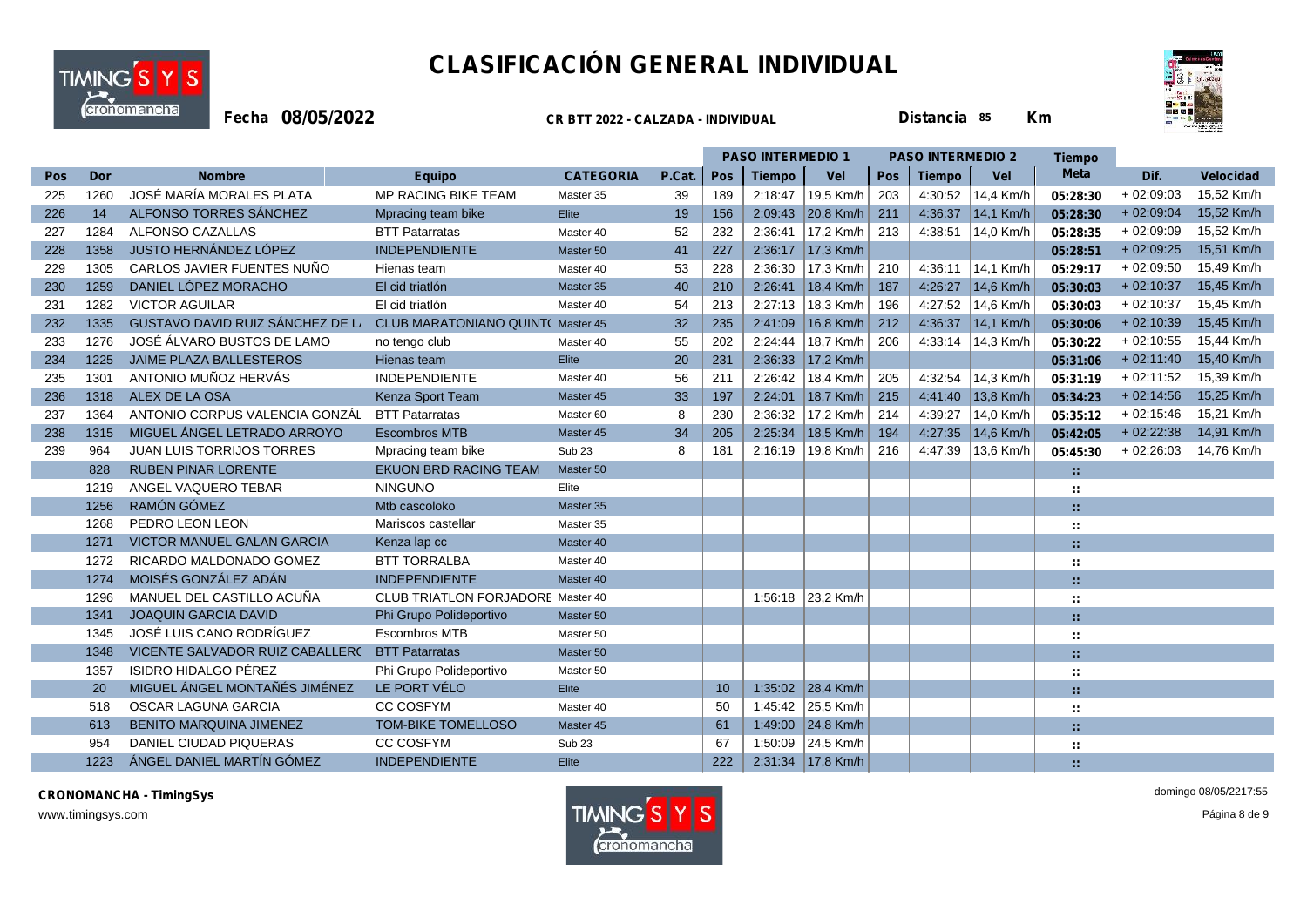# CLASIFICACIÓN GENERAL INDIVIDUAL

**Fecha 08/05/2022** **CR BTT 2022 - CALZADA - INDIVIDUAL** **Distancia 85 Km**

| | | | | | | PASO INTERMEDIO 1 | | | PASO INTERMEDIO 2 | | | Tiempo | | |
|---|---|---|---|---|---|---|---|---|---|---|---|---|---|---|
| **Pos** | **Dor** | **Nombre** | **Equipo** | **CATEGORIA** | **P.Cat.** | **Pos** | **Tiempo** | **Vel** | **Pos** | **Tiempo** | **Vel** | **Meta** | **Dif.** | **Velocidad** |
| 225 | 1260 | JOSÉ MARÍA MORALES PLATA | MP RACING BIKE TEAM | Master 35 | 39 | 189 | 2:18:47 | 19,5 Km/h | 203 | 4:30:52 | 14,4 Km/h | 05:28:30 | + 02:09:03 | 15,52 Km/h |
| 226 | 14 | ALFONSO TORRES SÁNCHEZ | Mpracing team bike | Elite | 19 | 156 | 2:09:43 | 20,8 Km/h | 211 | 4:36:37 | 14,1 Km/h | 05:28:30 | + 02:09:04 | 15,52 Km/h |
| 227 | 1284 | ALFONSO CAZALLAS | BTT Patarratas | Master 40 | 52 | 232 | 2:36:41 | 17,2 Km/h | 213 | 4:38:51 | 14,0 Km/h | 05:28:35 | + 02:09:09 | 15,52 Km/h |
| 228 | 1358 | JUSTO HERNÁNDEZ LÓPEZ | INDEPENDIENTE | Master 50 | 41 | 227 | 2:36:17 | 17,3 Km/h | | | | 05:28:51 | + 02:09:25 | 15,51 Km/h |
| 229 | 1305 | CARLOS JAVIER FUENTES NUÑO | Hienas team | Master 40 | 53 | 228 | 2:36:30 | 17,3 Km/h | 210 | 4:36:11 | 14,1 Km/h | 05:29:17 | + 02:09:50 | 15,49 Km/h |
| 230 | 1259 | DANIEL LÓPEZ MORACHO | El cid triatlón | Master 35 | 40 | 210 | 2:26:41 | 18,4 Km/h | 187 | 4:26:27 | 14,6 Km/h | 05:30:03 | + 02:10:37 | 15,45 Km/h |
| 231 | 1282 | VICTOR AGUILAR | El cid triatlón | Master 40 | 54 | 213 | 2:27:13 | 18,3 Km/h | 196 | 4:27:52 | 14,6 Km/h | 05:30:03 | + 02:10:37 | 15,45 Km/h |
| 232 | 1335 | GUSTAVO DAVID RUIZ SÁNCHEZ DE L | CLUB MARATONIANO QUINT | Master 45 | 32 | 235 | 2:41:09 | 16,8 Km/h | 212 | 4:36:37 | 14,1 Km/h | 05:30:06 | + 02:10:39 | 15,45 Km/h |
| 233 | 1276 | JOSÉ ÁLVARO BUSTOS DE LAMO | no tengo club | Master 40 | 55 | 202 | 2:24:44 | 18,7 Km/h | 206 | 4:33:14 | 14,3 Km/h | 05:30:22 | + 02:10:55 | 15,44 Km/h |
| 234 | 1225 | JAIME PLAZA BALLESTEROS | Hienas team | Elite | 20 | 231 | 2:36:33 | 17,2 Km/h | | | | 05:31:06 | + 02:11:40 | 15,40 Km/h |
| 235 | 1301 | ANTONIO MUÑOZ HERVÁS | INDEPENDIENTE | Master 40 | 56 | 211 | 2:26:42 | 18,4 Km/h | 205 | 4:32:54 | 14,3 Km/h | 05:31:19 | + 02:11:52 | 15,39 Km/h |
| 236 | 1318 | ALEX DE LA OSA | Kenza Sport Team | Master 45 | 33 | 197 | 2:24:01 | 18,7 Km/h | 215 | 4:41:40 | 13,8 Km/h | 05:34:23 | + 02:14:56 | 15,25 Km/h |
| 237 | 1364 | ANTONIO CORPUS VALENCIA GONZÁL | BTT Patarratas | Master 60 | 8 | 230 | 2:36:32 | 17,2 Km/h | 214 | 4:39:27 | 14,0 Km/h | 05:35:12 | + 02:15:46 | 15,21 Km/h |
| 238 | 1315 | MIGUEL ÁNGEL LETRADO ARROYO | Escombros MTB | Master 45 | 34 | 205 | 2:25:34 | 18,5 Km/h | 194 | 4:27:35 | 14,6 Km/h | 05:42:05 | + 02:22:38 | 14,91 Km/h |
| 239 | 964 | JUAN LUIS TORRIJOS TORRES | Mpracing team bike | Sub 23 | 8 | 181 | 2:16:19 | 19,8 Km/h | 216 | 4:47:39 | 13,6 Km/h | 05:45:30 | + 02:26:03 | 14,76 Km/h |
| | 828 | RUBEN PINAR LORENTE | EKUON BRD RACING TEAM | Master 50 | | | | | | | | : : | | |
| | 1219 | ANGEL VAQUERO TEBAR | NINGUNO | Elite | | | | | | | | : : | | |
| | 1256 | RAMÓN GÓMEZ | Mtb cascoloko | Master 35 | | | | | | | | : : | | |
| | 1268 | PEDRO LEON LEON | Mariscos castellar | Master 35 | | | | | | | | : : | | |
| | 1271 | VICTOR MANUEL GALAN GARCIA | Kenza lap cc | Master 40 | | | | | | | | : : | | |
| | 1272 | RICARDO MALDONADO GOMEZ | BTT TORRALBA | Master 40 | | | | | | | | : : | | |
| | 1274 | MOISÉS GONZÁLEZ ADÁN | INDEPENDIENTE | Master 40 | | | | | | | | : : | | |
| | 1296 | MANUEL DEL CASTILLO ACUÑA | CLUB TRIATLON FORJADORE | Master 40 | | | 1:56:18 | 23,2 Km/h | | | | : : | | |
| | 1341 | JOAQUIN GARCIA DAVID | Phi Grupo Polideportivo | Master 50 | | | | | | | | : : | | |
| | 1345 | JOSÉ LUIS CANO RODRÍGUEZ | Escombros MTB | Master 50 | | | | | | | | : : | | |
| | 1348 | VICENTE SALVADOR RUIZ CABALLER | BTT Patarratas | Master 50 | | | | | | | | : : | | |
| | 1357 | ISIDRO HIDALGO PÉREZ | Phi Grupo Polideportivo | Master 50 | | | | | | | | : : | | |
| | 20 | MIGUEL ÁNGEL MONTAÑÉS JIMÉNEZ | LE PORT VÉLO | Elite | | 10 | 1:35:02 | 28,4 Km/h | | | | : : | | |
| | 518 | OSCAR LAGUNA GARCIA | CC COSFYM | Master 40 | | 50 | 1:45:42 | 25,5 Km/h | | | | : : | | |
| | 613 | BENITO MARQUINA JIMENEZ | TOM-BIKE TOMELLOSO | Master 45 | | 61 | 1:49:00 | 24,8 Km/h | | | | : : | | |
| | 954 | DANIEL CIUDAD PIQUERAS | CC COSFYM | Sub 23 | | 67 | 1:50:09 | 24,5 Km/h | | | | : : | | |
| | 1223 | ÁNGEL DANIEL MARTÍN GÓMEZ | INDEPENDIENTE | Elite | | 222 | 2:31:34 | 17,8 Km/h | | | | : : | | |

**CRONOMANCHA - TimingSys**
www.timingsys.com

domingo 08/05/2217:55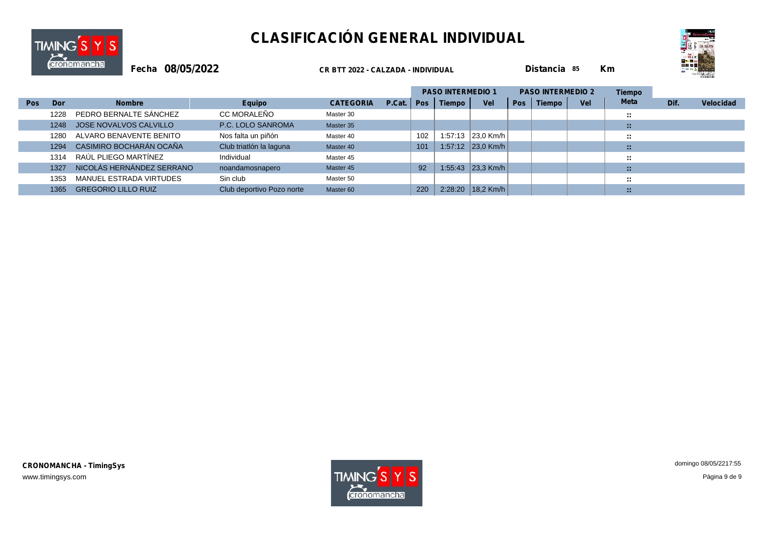# CLASIFICACIÓN GENERAL INDIVIDUAL

**Fecha 08/05/2022** **CR BTT 2022 - CALZADA - INDIVIDUAL** **Distancia 85 Km**

| | | | | | | PASO INTERMEDIO 1 | | | PASO INTERMEDIO 2 | | | Tiempo | | |
|---|---|---|---|---|---|---|---|---|---|---|---|---|---|---|
| Pos | Dor | Nombre | Equipo | CATEGORIA | P.Cat. | Pos | Tiempo | Vel | Pos | Tiempo | Vel | Meta | Dif. | Velocidad |
| | 1228 | PEDRO BERNALTE SÁNCHEZ | CC MORALEÑO | Master 30 | | | | | | | | :: | | |
| | 1248 | JOSE NOVALVOS CALVILLO | P.C. LOLO SANROMA | Master 35 | | | | | | | | :: | | |
| | 1280 | ALVARO BENAVENTE BENITO | Nos falta un piñón | Master 40 | | 102 | 1:57:13 | 23,0 Km/h | | | | :: | | |
| | 1294 | CASIMIRO BOCHARÁN OCAÑA | Club triatlón la laguna | Master 40 | | 101 | 1:57:12 | 23,0 Km/h | | | | :: | | |
| | 1314 | RAÚL PLIEGO MARTÍNEZ | Individual | Master 45 | | | | | | | | :: | | |
| | 1327 | NICOLÁS HERNÁNDEZ SERRANO | noandamosnapero | Master 45 | | 92 | 1:55:43 | 23,3 Km/h | | | | :: | | |
| | 1353 | MANUEL ESTRADA VIRTUDES | Sin club | Master 50 | | | | | | | | :: | | |
| | 1365 | GREGORIO LILLO RUIZ | Club deportivo Pozo norte | Master 60 | | 220 | 2:28:20 | 18,2 Km/h | | | | :: | | |

**CRONOMANCHA - TimingSys**
www.timingsys.com

domingo 08/05/2217:55